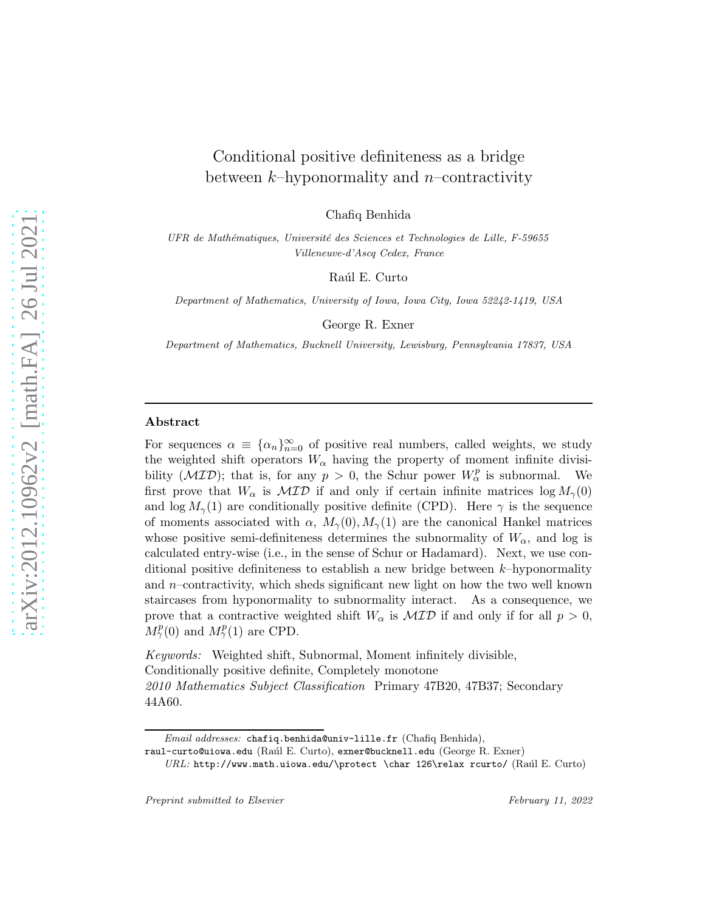# Conditional positive definiteness as a bridge between $k$–hyponormality and $n$–contractivity

Chafiq Benhida

*UFR de Mathématiques, Université des Sciences et Technologies de Lille, F-59655 Villeneuve-d'Ascq Cedex, France*

Raúl E. Curto

*Department of Mathematics, University of Iowa, Iowa City, Iowa 52242-1419, USA*

George R. Exner

*Department of Mathematics, Bucknell University, Lewisburg, Pennsylvania 17837, USA*

---

## Abstract

For sequences $\alpha \equiv \{\alpha_n\}_{n=0}^{\infty}$ of positive real numbers, called weights, we study the weighted shift operators $W_\alpha$ having the property of moment infinite divisibility ($\mathcal{MID}$); that is, for any $p > 0$, the Schur power $W_\alpha^p$ is subnormal. We first prove that $W_\alpha$ is $\mathcal{MID}$ if and only if certain infinite matrices $\log M_\gamma(0)$ and $\log M_\gamma(1)$ are conditionally positive definite (CPD). Here $\gamma$ is the sequence of moments associated with $\alpha$, $M_\gamma(0), M_\gamma(1)$ are the canonical Hankel matrices whose positive semi-definiteness determines the subnormality of $W_\alpha$, and log is calculated entry-wise (i.e., in the sense of Schur or Hadamard). Next, we use conditional positive definiteness to establish a new bridge between $k$–hyponormality and $n$–contractivity, which sheds significant new light on how the two well known staircases from hyponormality to subnormality interact. As a consequence, we prove that a contractive weighted shift $W_\alpha$ is $\mathcal{MID}$ if and only if for all $p > 0$, $M_\gamma^p(0)$ and $M_\gamma^p(1)$ are CPD.

*Keywords:* Weighted shift, Subnormal, Moment infinitely divisible, Conditionally positive definite, Completely monotone
*2010 Mathematics Subject Classification* Primary 47B20, 47B37; Secondary 44A60.

---

*Email addresses:* chafiq.benhida@univ-lille.fr (Chafiq Benhida), raul-curto@uiowa.edu (Raúl E. Curto), exner@bucknell.edu (George R. Exner)

*URL:* http://www.math.uiowa.edu/\protect \char 126\relax rcurto/ (Raúl E. Curto)

*Preprint submitted to Elsevier* February 11, 2022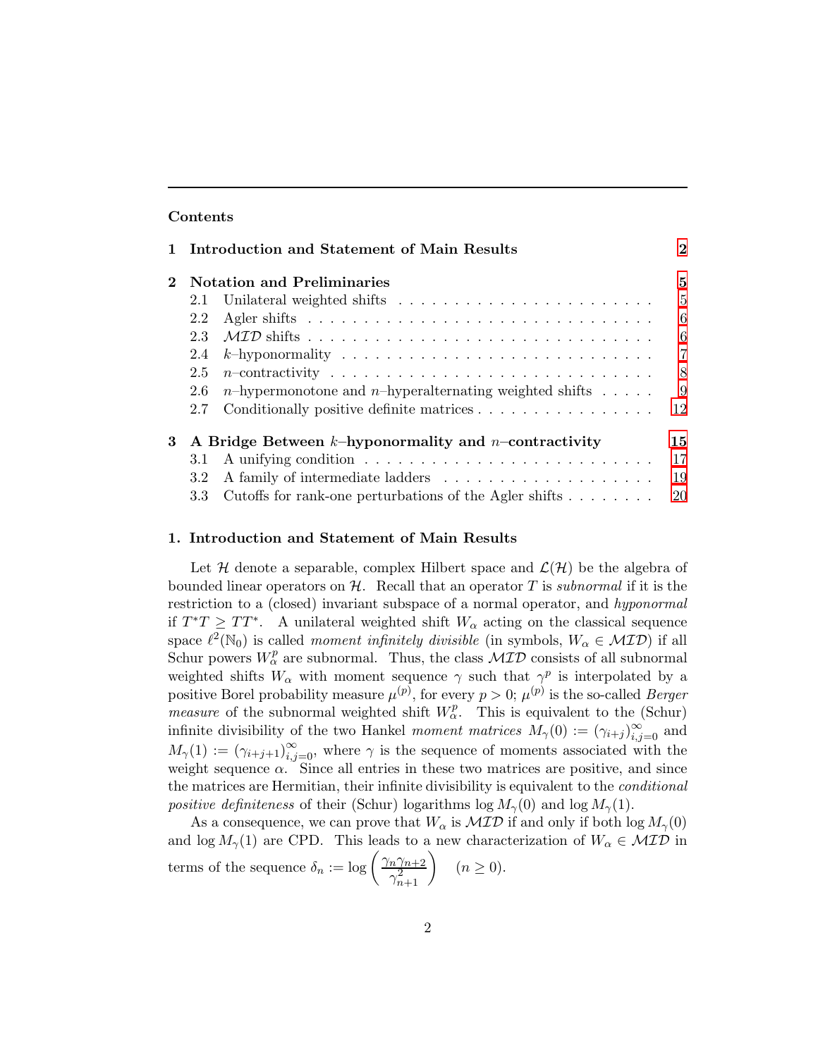## Contents

| | | |
|---|---|---|
| **1** | **Introduction and Statement of Main Results** | **2** |
| **2** | **Notation and Preliminaries** | **5** |
| | 2.1 Unilateral weighted shifts | 5 |
| | 2.2 Agler shifts | 6 |
| | 2.3 $\mathcal{MID}$ shifts | 6 |
| | 2.4 $k$–hyponormality | 7 |
| | 2.5 $n$–contractivity | 8 |
| | 2.6 $n$–hypermonotone and $n$–hyperalternating weighted shifts | 9 |
| | 2.7 Conditionally positive definite matrices | 12 |
| **3** | **A Bridge Between $k$–hyponormality and $n$–contractivity** | **15** |
| | 3.1 A unifying condition | 17 |
| | 3.2 A family of intermediate ladders | 19 |
| | 3.3 Cutoffs for rank-one perturbations of the Agler shifts | 20 |

## 1. Introduction and Statement of Main Results

Let $\mathcal{H}$ denote a separable, complex Hilbert space and $\mathcal{L}(\mathcal{H})$ be the algebra of bounded linear operators on $\mathcal{H}$. Recall that an operator $T$ is *subnormal* if it is the restriction to a (closed) invariant subspace of a normal operator, and *hyponormal* if $T^*T \geq TT^*$. A unilateral weighted shift $W_\alpha$ acting on the classical sequence space $\ell^2(\mathbb{N}_0)$ is called *moment infinitely divisible* (in symbols, $W_\alpha \in \mathcal{MID}$) if all Schur powers $W_\alpha^p$ are subnormal. Thus, the class $\mathcal{MID}$ consists of all subnormal weighted shifts $W_\alpha$ with moment sequence $\gamma$ such that $\gamma^p$ is interpolated by a positive Borel probability measure $\mu^{(p)}$, for every $p > 0$; $\mu^{(p)}$ is the so-called *Berger measure* of the subnormal weighted shift $W_\alpha^p$. This is equivalent to the (Schur) infinite divisibility of the two Hankel *moment matrices* $M_\gamma(0) := (\gamma_{i+j})_{i,j=0}^\infty$ and $M_\gamma(1) := (\gamma_{i+j+1})_{i,j=0}^\infty$, where $\gamma$ is the sequence of moments associated with the weight sequence $\alpha$. Since all entries in these two matrices are positive, and since the matrices are Hermitian, their infinite divisibility is equivalent to the *conditional positive definiteness* of their (Schur) logarithms $\log M_\gamma(0)$ and $\log M_\gamma(1)$.

As a consequence, we can prove that $W_\alpha$ is $\mathcal{MID}$ if and only if both $\log M_\gamma(0)$ and $\log M_\gamma(1)$ are CPD. This leads to a new characterization of $W_\alpha \in \mathcal{MID}$ in terms of the sequence $\delta_n := \log\left(\frac{\gamma_n \gamma_{n+2}}{\gamma_{n+1}^2}\right) \quad (n \geq 0)$.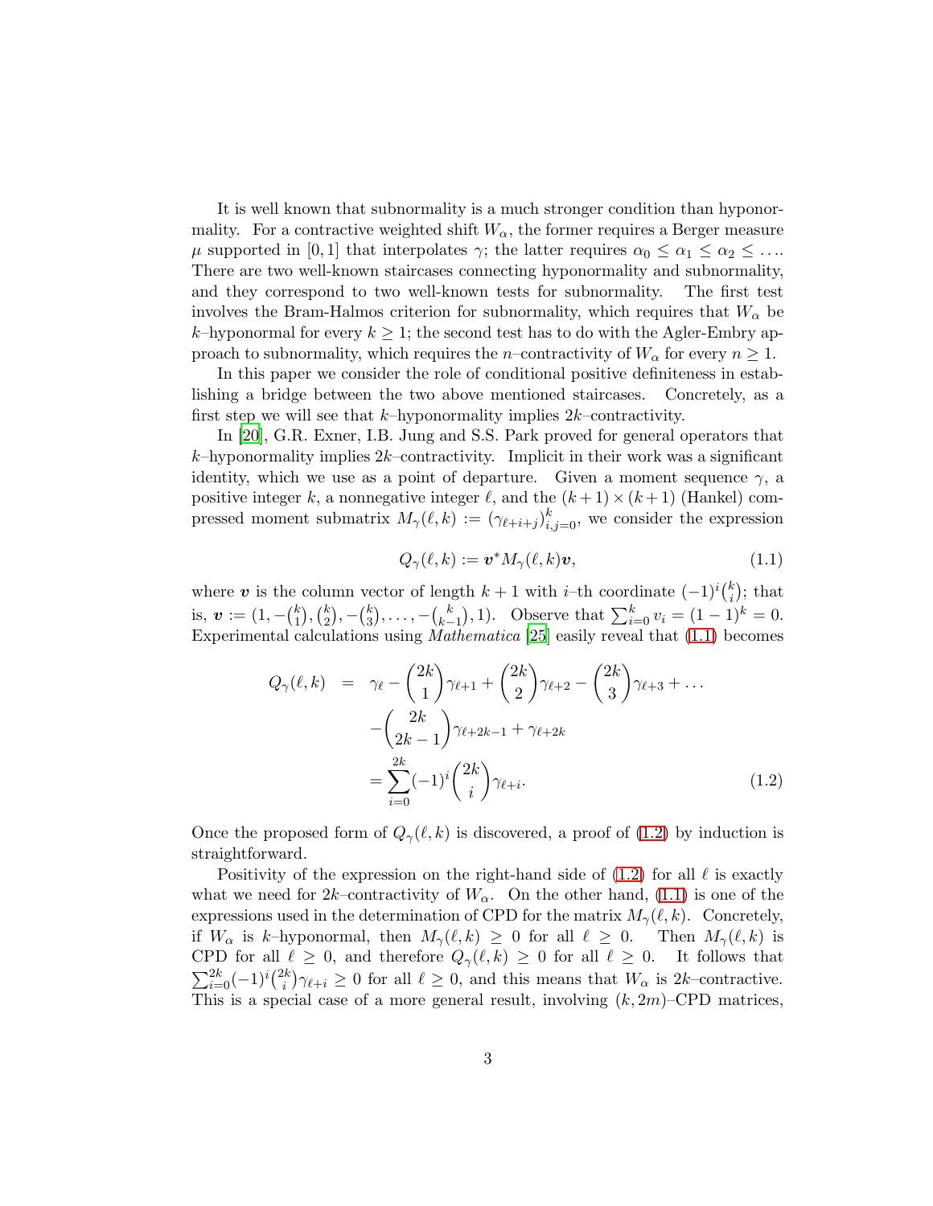It is well known that subnormality is a much stronger condition than hyponormality. For a contractive weighted shift $W_\alpha$, the former requires a Berger measure $\mu$ supported in $[0,1]$ that interpolates $\gamma$; the latter requires $\alpha_0 \leq \alpha_1 \leq \alpha_2 \leq \ldots$. There are two well-known staircases connecting hyponormality and subnormality, and they correspond to two well-known tests for subnormality. The first test involves the Bram-Halmos criterion for subnormality, which requires that $W_\alpha$ be $k$–hyponormal for every $k \geq 1$; the second test has to do with the Agler-Embry approach to subnormality, which requires the $n$–contractivity of $W_\alpha$ for every $n \geq 1$.

In this paper we consider the role of conditional positive definiteness in establishing a bridge between the two above mentioned staircases. Concretely, as a first step we will see that $k$–hyponormality implies $2k$–contractivity.

In [20], G.R. Exner, I.B. Jung and S.S. Park proved for general operators that $k$–hyponormality implies $2k$–contractivity. Implicit in their work was a significant identity, which we use as a point of departure. Given a moment sequence $\gamma$, a positive integer $k$, a nonnegative integer $\ell$, and the $(k+1)\times(k+1)$ (Hankel) compressed moment submatrix $M_\gamma(\ell,k) := (\gamma_{\ell+i+j})_{i,j=0}^{k}$, we consider the expression

$$Q_\gamma(\ell,k) := \boldsymbol{v}^* M_\gamma(\ell,k)\boldsymbol{v}, \tag{1.1}$$

where $\boldsymbol{v}$ is the column vector of length $k+1$ with $i$–th coordinate $(-1)^i\binom{k}{i}$; that is, $\boldsymbol{v} := (1, -\binom{k}{1}, \binom{k}{2}, -\binom{k}{3}, \ldots, -\binom{k}{k-1}, 1)$. Observe that $\sum_{i=0}^{k} v_i = (1-1)^k = 0$. Experimental calculations using *Mathematica* [25] easily reveal that (1.1) becomes

$$\begin{aligned} Q_\gamma(\ell,k) &= \gamma_\ell - \binom{2k}{1}\gamma_{\ell+1} + \binom{2k}{2}\gamma_{\ell+2} - \binom{2k}{3}\gamma_{\ell+3} + \ldots \\ &\quad -\binom{2k}{2k-1}\gamma_{\ell+2k-1} + \gamma_{\ell+2k} \\ &= \sum_{i=0}^{2k}(-1)^i\binom{2k}{i}\gamma_{\ell+i}. \end{aligned} \tag{1.2}$$

Once the proposed form of $Q_\gamma(\ell,k)$ is discovered, a proof of (1.2) by induction is straightforward.

Positivity of the expression on the right-hand side of (1.2) for all $\ell$ is exactly what we need for $2k$–contractivity of $W_\alpha$. On the other hand, (1.1) is one of the expressions used in the determination of CPD for the matrix $M_\gamma(\ell,k)$. Concretely, if $W_\alpha$ is $k$–hyponormal, then $M_\gamma(\ell,k) \geq 0$ for all $\ell \geq 0$. Then $M_\gamma(\ell,k)$ is CPD for all $\ell \geq 0$, and therefore $Q_\gamma(\ell,k) \geq 0$ for all $\ell \geq 0$. It follows that $\sum_{i=0}^{2k}(-1)^i\binom{2k}{i}\gamma_{\ell+i} \geq 0$ for all $\ell \geq 0$, and this means that $W_\alpha$ is $2k$–contractive. This is a special case of a more general result, involving $(k,2m)$–CPD matrices,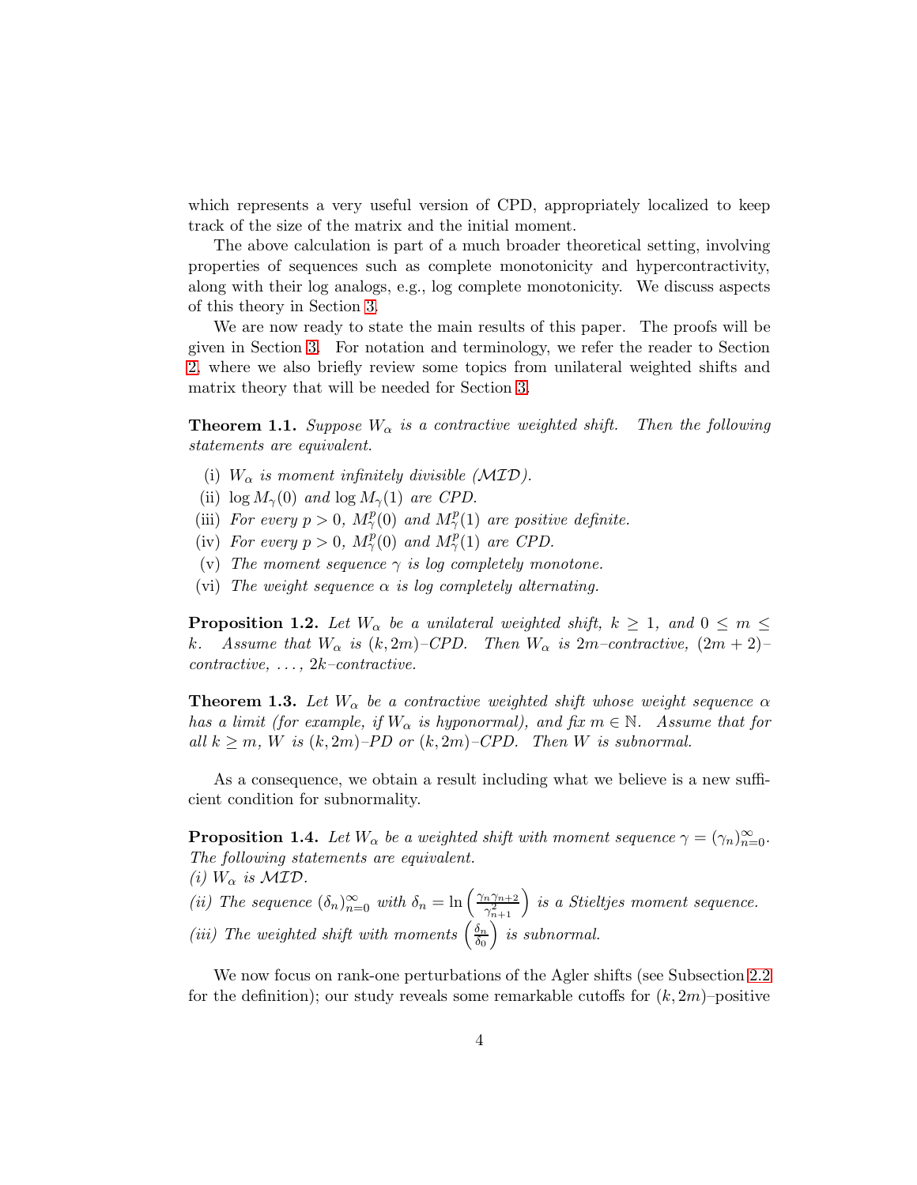which represents a very useful version of CPD, appropriately localized to keep track of the size of the matrix and the initial moment.

The above calculation is part of a much broader theoretical setting, involving properties of sequences such as complete monotonicity and hypercontractivity, along with their log analogs, e.g., log complete monotonicity. We discuss aspects of this theory in Section 3.

We are now ready to state the main results of this paper. The proofs will be given in Section 3. For notation and terminology, we refer the reader to Section 2, where we also briefly review some topics from unilateral weighted shifts and matrix theory that will be needed for Section 3.

**Theorem 1.1.** *Suppose $W_\alpha$ is a contractive weighted shift. Then the following statements are equivalent.*

(i) *$W_\alpha$ is moment infinitely divisible ($\mathcal{MID}$).*
(ii) *$\log M_\gamma(0)$ and $\log M_\gamma(1)$ are CPD.*
(iii) *For every $p > 0$, $M_\gamma^p(0)$ and $M_\gamma^p(1)$ are positive definite.*
(iv) *For every $p > 0$, $M_\gamma^p(0)$ and $M_\gamma^p(1)$ are CPD.*
(v) *The moment sequence $\gamma$ is log completely monotone.*
(vi) *The weight sequence $\alpha$ is log completely alternating.*

**Proposition 1.2.** *Let $W_\alpha$ be a unilateral weighted shift, $k \geq 1$, and $0 \leq m \leq k$. Assume that $W_\alpha$ is $(k, 2m)$–CPD. Then $W_\alpha$ is $2m$–contractive, $(2m+2)$–contractive, ..., $2k$–contractive.*

**Theorem 1.3.** *Let $W_\alpha$ be a contractive weighted shift whose weight sequence $\alpha$ has a limit (for example, if $W_\alpha$ is hyponormal), and fix $m \in \mathbb{N}$. Assume that for all $k \geq m$, $W$ is $(k, 2m)$–PD or $(k, 2m)$–CPD. Then $W$ is subnormal.*

As a consequence, we obtain a result including what we believe is a new sufficient condition for subnormality.

**Proposition 1.4.** *Let $W_\alpha$ be a weighted shift with moment sequence $\gamma = (\gamma_n)_{n=0}^\infty$. The following statements are equivalent.*
*(i) $W_\alpha$ is $\mathcal{MID}$.*
*(ii) The sequence $(\delta_n)_{n=0}^\infty$ with $\delta_n = \ln\left(\frac{\gamma_n \gamma_{n+2}}{\gamma_{n+1}^2}\right)$ is a Stieltjes moment sequence.*
*(iii) The weighted shift with moments $\left(\frac{\delta_n}{\delta_0}\right)$ is subnormal.*

We now focus on rank-one perturbations of the Agler shifts (see Subsection 2.2 for the definition); our study reveals some remarkable cutoffs for $(k, 2m)$–positive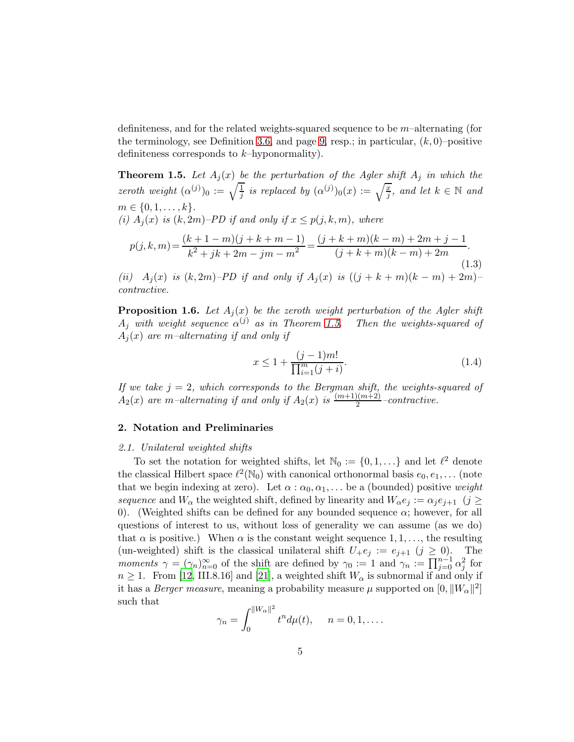definiteness, and for the related weights-squared sequence to be $m$–alternating (for the terminology, see Definition 3.6, and page 9, resp.; in particular, $(k,0)$–positive definiteness corresponds to $k$–hyponormality).

**Theorem 1.5.** *Let $A_j(x)$ be the perturbation of the Agler shift $A_j$ in which the zeroth weight $(\alpha^{(j)})_0 := \sqrt{\frac{1}{j}}$ is replaced by $(\alpha^{(j)})_0(x) := \sqrt{\frac{x}{j}}$, and let $k \in \mathbb{N}$ and $m \in \{0, 1, \ldots, k\}$.*
*(i) $A_j(x)$ is $(k, 2m)$–PD if and only if $x \le p(j,k,m)$, where*

$$p(j,k,m) = \frac{(k+1-m)(j+k+m-1)}{k^2+jk+2m-jm-m^2} = \frac{(j+k+m)(k-m)+2m+j-1}{(j+k+m)(k-m)+2m}. \tag{1.3}$$

*(ii) $A_j(x)$ is $(k,2m)$–PD if and only if $A_j(x)$ is $((j+k+m)(k-m)+2m)$–contractive.*

**Proposition 1.6.** *Let $A_j(x)$ be the zeroth weight perturbation of the Agler shift $A_j$ with weight sequence $\alpha^{(j)}$ as in Theorem 1.5. Then the weights-squared of $A_j(x)$ are $m$–alternating if and only if*

$$x \le 1 + \frac{(j-1)m!}{\prod_{i=1}^{m}(j+i)}. \tag{1.4}$$

*If we take $j = 2$, which corresponds to the Bergman shift, the weights-squared of $A_2(x)$ are $m$–alternating if and only if $A_2(x)$ is $\frac{(m+1)(m+2)}{2}$–contractive.*

## 2. Notation and Preliminaries

### *2.1. Unilateral weighted shifts*

To set the notation for weighted shifts, let $\mathbb{N}_0 := \{0, 1, \ldots\}$ and let $\ell^2$ denote the classical Hilbert space $\ell^2(\mathbb{N}_0)$ with canonical orthonormal basis $e_0, e_1, \ldots$ (note that we begin indexing at zero). Let $\alpha : \alpha_0, \alpha_1, \ldots$ be a (bounded) positive *weight sequence* and $W_\alpha$ the weighted shift, defined by linearity and $W_\alpha e_j := \alpha_j e_{j+1}$ $(j \ge 0)$. (Weighted shifts can be defined for any bounded sequence $\alpha$; however, for all questions of interest to us, without loss of generality we can assume (as we do) that $\alpha$ is positive.) When $\alpha$ is the constant weight sequence $1, 1, \ldots$, the resulting (un-weighted) shift is the classical unilateral shift $U_+ e_j := e_{j+1}$ $(j \ge 0)$. The *moments* $\gamma = (\gamma_n)_{n=0}^\infty$ of the shift are defined by $\gamma_0 := 1$ and $\gamma_n := \prod_{j=0}^{n-1} \alpha_j^2$ for $n \ge 1$. From [12, III.8.16] and [21], a weighted shift $W_\alpha$ is subnormal if and only if it has a *Berger measure*, meaning a probability measure $\mu$ supported on $[0, \|W_\alpha\|^2]$ such that

$$\gamma_n = \int_0^{\|W_\alpha\|^2} t^n d\mu(t), \quad n = 0, 1, \ldots.$$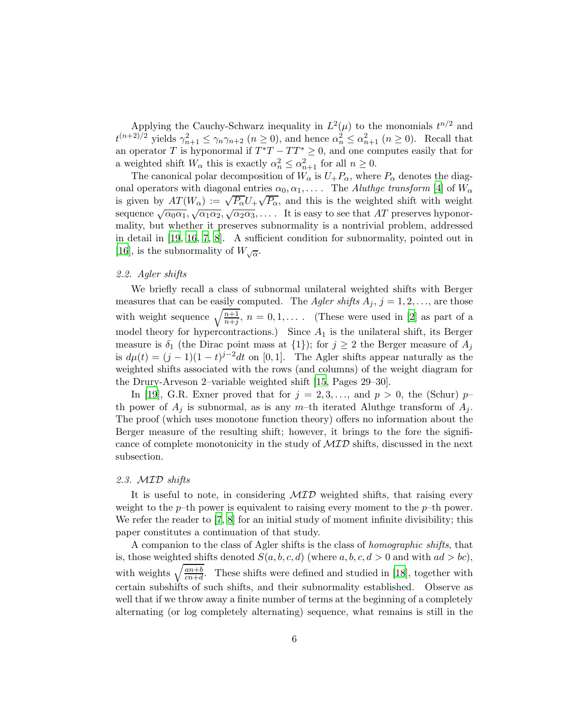Applying the Cauchy-Schwarz inequality in $L^2(\mu)$ to the monomials $t^{n/2}$ and $t^{(n+2)/2}$ yields $\gamma_{n+1}^2 \le \gamma_n \gamma_{n+2}$ $(n \ge 0)$, and hence $\alpha_n^2 \le \alpha_{n+1}^2$ $(n \ge 0)$. Recall that an operator $T$ is hyponormal if $T^*T - TT^* \ge 0$, and one computes easily that for a weighted shift $W_\alpha$ this is exactly $\alpha_n^2 \le \alpha_{n+1}^2$ for all $n \ge 0$.

The canonical polar decomposition of $W_\alpha$ is $U_+ P_\alpha$, where $P_\alpha$ denotes the diagonal operators with diagonal entries $\alpha_0, \alpha_1, \ldots$. The *Aluthge transform* [4] of $W_\alpha$ is given by $AT(W_\alpha) := \sqrt{P_\alpha} U_+ \sqrt{P_\alpha}$, and this is the weighted shift with weight sequence $\sqrt{\alpha_0 \alpha_1}, \sqrt{\alpha_1 \alpha_2}, \sqrt{\alpha_2 \alpha_3}, \ldots$. It is easy to see that $AT$ preserves hyponormality, but whether it preserves subnormality is a nontrivial problem, addressed in detail in [19, 16, 7, 8]. A sufficient condition for subnormality, pointed out in [16], is the subnormality of $W_{\sqrt{\alpha}}$.

### 2.2. Agler shifts

We briefly recall a class of subnormal unilateral weighted shifts with Berger measures that can be easily computed. The *Agler shifts* $A_j$, $j = 1, 2, \ldots$, are those with weight sequence $\sqrt{\frac{n+1}{n+j}}$, $n = 0, 1, \ldots$. (These were used in [2] as part of a model theory for hypercontractions.) Since $A_1$ is the unilateral shift, its Berger measure is $\delta_1$ (the Dirac point mass at $\{1\}$); for $j \ge 2$ the Berger measure of $A_j$ is $d\mu(t) = (j-1)(1-t)^{j-2} dt$ on $[0, 1]$. The Agler shifts appear naturally as the weighted shifts associated with the rows (and columns) of the weight diagram for the Drury-Arveson 2–variable weighted shift [15, Pages 29–30].

In [19], G.R. Exner proved that for $j = 2, 3, \ldots$, and $p > 0$, the (Schur) $p$–th power of $A_j$ is subnormal, as is any $m$–th iterated Aluthge transform of $A_j$. The proof (which uses monotone function theory) offers no information about the Berger measure of the resulting shift; however, it brings to the fore the significance of complete monotonicity in the study of $\mathcal{MID}$ shifts, discussed in the next subsection.

### 2.3. $\mathcal{MID}$ shifts

It is useful to note, in considering $\mathcal{MID}$ weighted shifts, that raising every weight to the $p$–th power is equivalent to raising every moment to the $p$–th power. We refer the reader to [7, 8] for an initial study of moment infinite divisibility; this paper constitutes a continuation of that study.

A companion to the class of Agler shifts is the class of *homographic shifts*, that is, those weighted shifts denoted $S(a, b, c, d)$ (where $a, b, c, d > 0$ and with $ad > bc$), with weights $\sqrt{\frac{an+b}{cn+d}}$. These shifts were defined and studied in [18], together with certain subshifts of such shifts, and their subnormality established. Observe as well that if we throw away a finite number of terms at the beginning of a completely alternating (or log completely alternating) sequence, what remains is still in the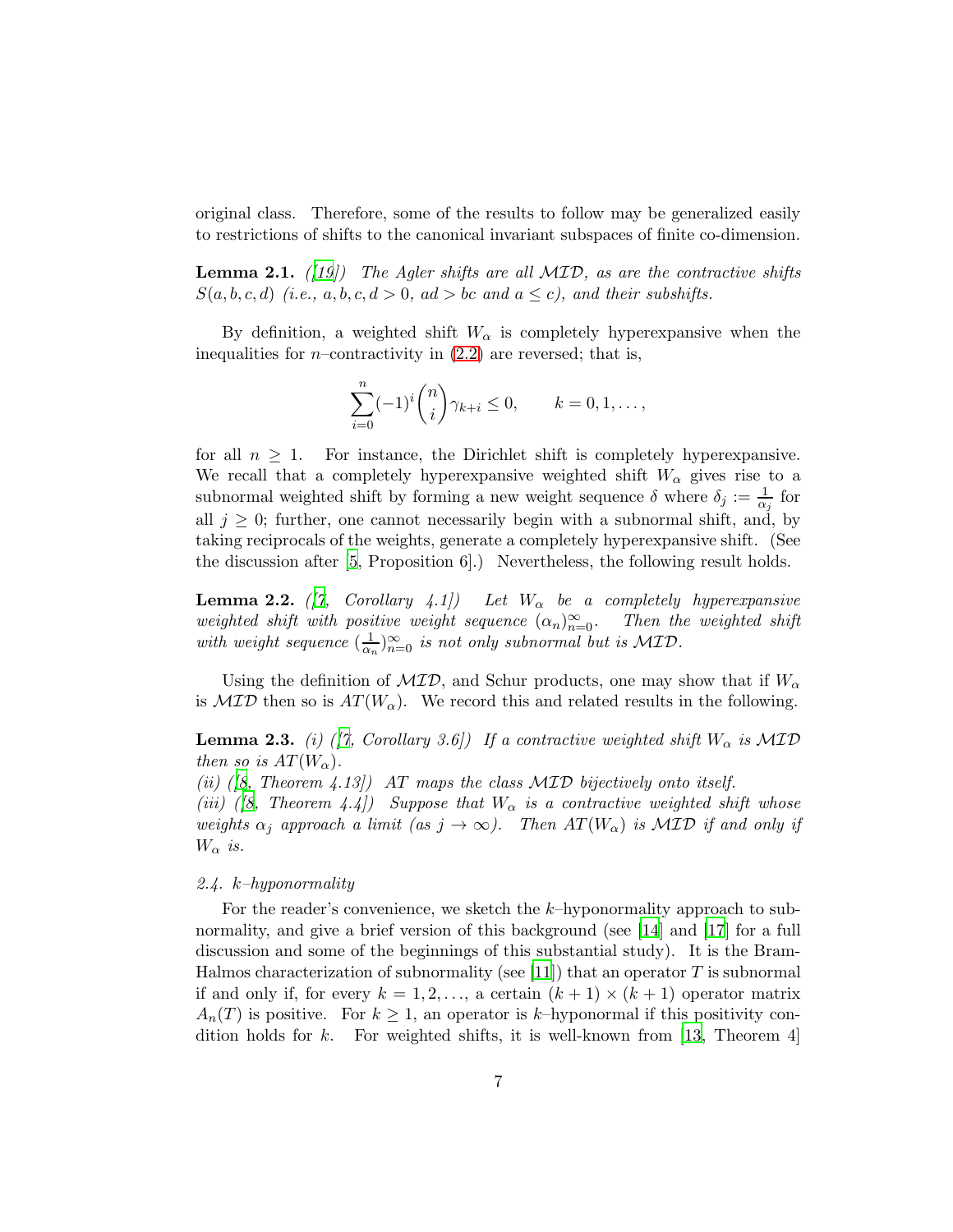original class. Therefore, some of the results to follow may be generalized easily to restrictions of shifts to the canonical invariant subspaces of finite co-dimension.

**Lemma 2.1.** *([19]) The Agler shifts are all $\mathcal{MID}$, as are the contractive shifts $S(a,b,c,d)$ (i.e., $a,b,c,d>0$, $ad>bc$ and $a\le c$), and their subshifts.*

By definition, a weighted shift $W_\alpha$ is completely hyperexpansive when the inequalities for $n$–contractivity in (2.2) are reversed; that is,

$$\sum_{i=0}^{n}(-1)^i\binom{n}{i}\gamma_{k+i}\le 0, \qquad k=0,1,\dots,$$

for all $n\ge 1$. For instance, the Dirichlet shift is completely hyperexpansive. We recall that a completely hyperexpansive weighted shift $W_\alpha$ gives rise to a subnormal weighted shift by forming a new weight sequence $\delta$ where $\delta_j := \frac{1}{\alpha_j}$ for all $j\ge 0$; further, one cannot necessarily begin with a subnormal shift, and, by taking reciprocals of the weights, generate a completely hyperexpansive shift. (See the discussion after [5, Proposition 6].) Nevertheless, the following result holds.

**Lemma 2.2.** *([7, Corollary 4.1]) Let $W_\alpha$ be a completely hyperexpansive weighted shift with positive weight sequence $(\alpha_n)_{n=0}^\infty$. Then the weighted shift with weight sequence $(\frac{1}{\alpha_n})_{n=0}^\infty$ is not only subnormal but is $\mathcal{MID}$.*

Using the definition of $\mathcal{MID}$, and Schur products, one may show that if $W_\alpha$ is $\mathcal{MID}$ then so is $AT(W_\alpha)$. We record this and related results in the following.

**Lemma 2.3.** *(i) ([7, Corollary 3.6]) If a contractive weighted shift $W_\alpha$ is $\mathcal{MID}$ then so is $AT(W_\alpha)$.*
*(ii) ([8, Theorem 4.13]) $AT$ maps the class $\mathcal{MID}$ bijectively onto itself.*
*(iii) ([8, Theorem 4.4]) Suppose that $W_\alpha$ is a contractive weighted shift whose weights $\alpha_j$ approach a limit (as $j\to\infty$). Then $AT(W_\alpha)$ is $\mathcal{MID}$ if and only if $W_\alpha$ is.*

*2.4. k–hyponormality*

For the reader's convenience, we sketch the $k$–hyponormality approach to subnormality, and give a brief version of this background (see [14] and [17] for a full discussion and some of the beginnings of this substantial study). It is the Bram-Halmos characterization of subnormality (see [11]) that an operator $T$ is subnormal if and only if, for every $k=1,2,\dots$, a certain $(k+1)\times(k+1)$ operator matrix $A_n(T)$ is positive. For $k\ge 1$, an operator is $k$–hyponormal if this positivity condition holds for $k$. For weighted shifts, it is well-known from [13, Theorem 4]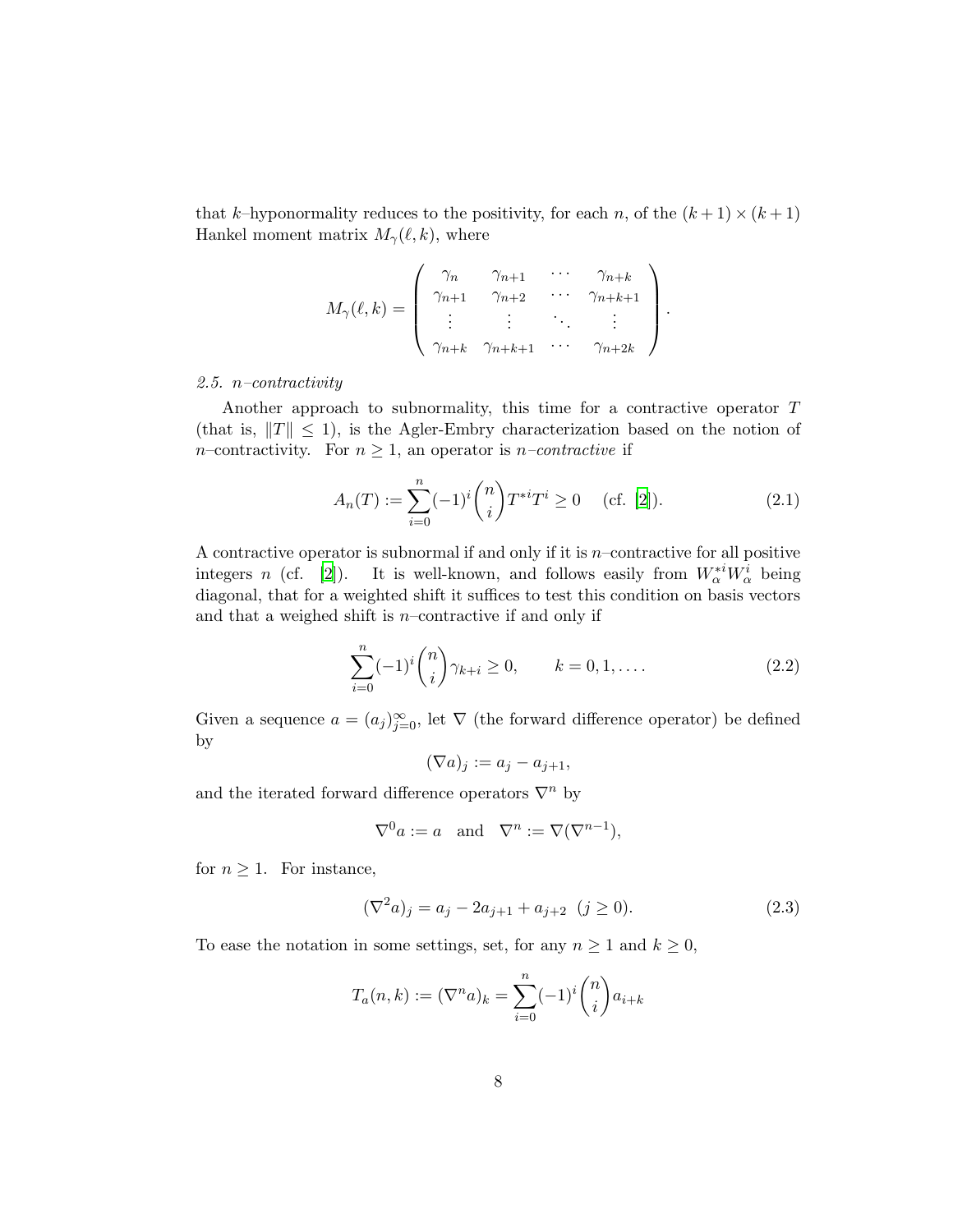that $k$–hyponormality reduces to the positivity, for each $n$, of the $(k+1)\times(k+1)$ Hankel moment matrix $M_\gamma(\ell, k)$, where

$$M_\gamma(\ell,k) = \begin{pmatrix} \gamma_n & \gamma_{n+1} & \cdots & \gamma_{n+k} \\ \gamma_{n+1} & \gamma_{n+2} & \cdots & \gamma_{n+k+1} \\ \vdots & \vdots & \ddots & \vdots \\ \gamma_{n+k} & \gamma_{n+k+1} & \cdots & \gamma_{n+2k} \end{pmatrix}.$$

*2.5. n–contractivity*

Another approach to subnormality, this time for a contractive operator $T$ (that is, $\|T\| \le 1$), is the Agler-Embry characterization based on the notion of $n$–contractivity. For $n \ge 1$, an operator is *$n$–contractive* if

$$A_n(T) := \sum_{i=0}^{n} (-1)^i \binom{n}{i} T^{*i} T^i \ge 0 \quad \text{(cf. [2])}. \tag{2.1}$$

A contractive operator is subnormal if and only if it is $n$–contractive for all positive integers $n$ (cf. [2]). It is well-known, and follows easily from $W_\alpha^{*i} W_\alpha^i$ being diagonal, that for a weighted shift it suffices to test this condition on basis vectors and that a weighed shift is $n$–contractive if and only if

$$\sum_{i=0}^{n} (-1)^i \binom{n}{i} \gamma_{k+i} \ge 0, \qquad k = 0, 1, \ldots. \tag{2.2}$$

Given a sequence $a = (a_j)_{j=0}^\infty$, let $\nabla$ (the forward difference operator) be defined by

$$(\nabla a)_j := a_j - a_{j+1},$$

and the iterated forward difference operators $\nabla^n$ by

$$\nabla^0 a := a \quad \text{and} \quad \nabla^n := \nabla(\nabla^{n-1}),$$

for $n \ge 1$. For instance,

$$(\nabla^2 a)_j = a_j - 2a_{j+1} + a_{j+2} \;\; (j \ge 0). \tag{2.3}$$

To ease the notation in some settings, set, for any $n \ge 1$ and $k \ge 0$,

$$T_a(n,k) := (\nabla^n a)_k = \sum_{i=0}^{n} (-1)^i \binom{n}{i} a_{i+k}$$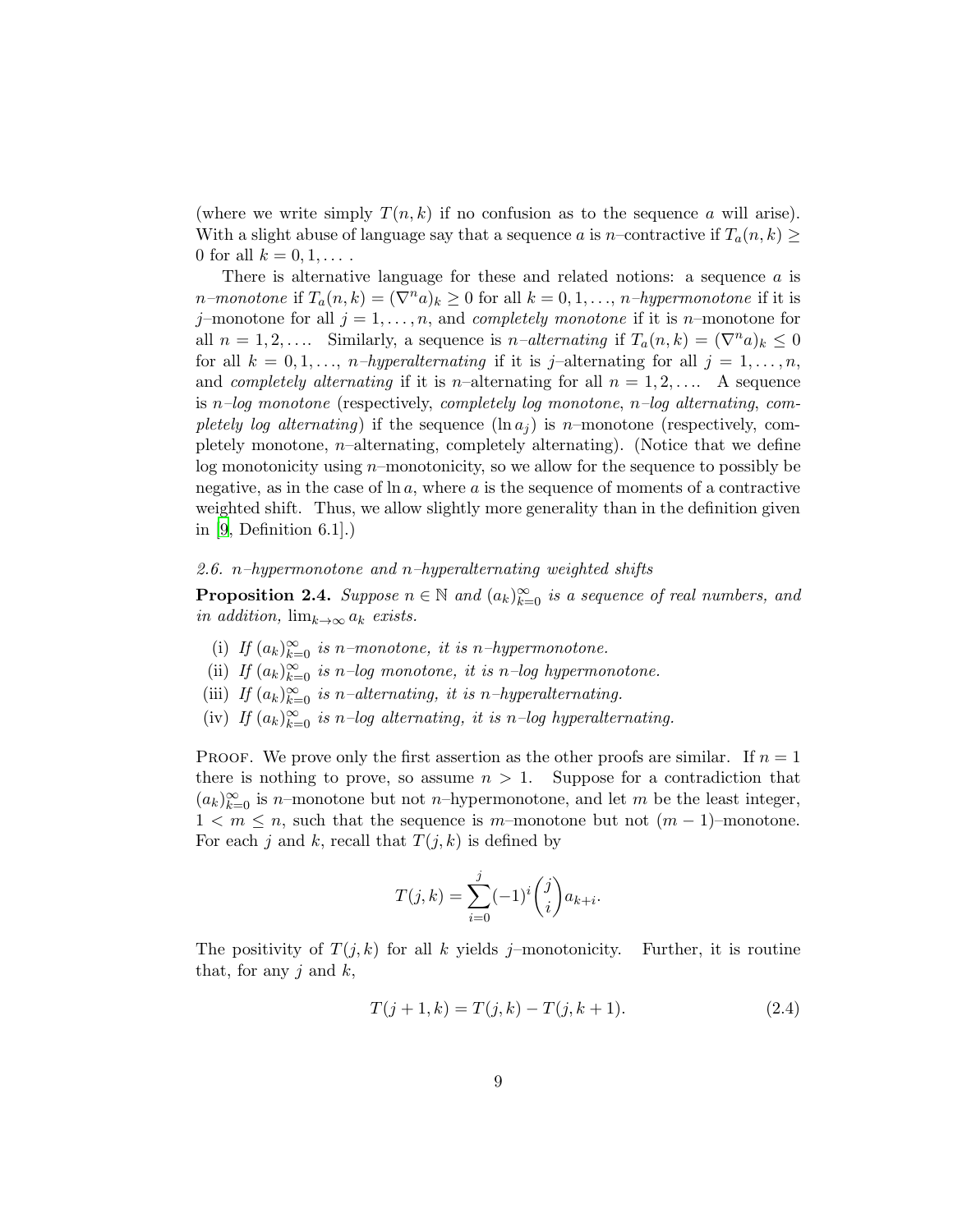(where we write simply $T(n,k)$ if no confusion as to the sequence $a$ will arise). With a slight abuse of language say that a sequence $a$ is $n$–contractive if $T_a(n,k) \geq 0$ for all $k = 0, 1, \ldots$ .

There is alternative language for these and related notions: a sequence $a$ is *$n$–monotone* if $T_a(n,k) = (\nabla^n a)_k \geq 0$ for all $k = 0, 1, \ldots$, *$n$–hypermonotone* if it is $j$–monotone for all $j = 1, \ldots, n$, and *completely monotone* if it is $n$–monotone for all $n = 1, 2, \ldots$. Similarly, a sequence is *$n$–alternating* if $T_a(n,k) = (\nabla^n a)_k \leq 0$ for all $k = 0, 1, \ldots$, *$n$–hyperalternating* if it is $j$–alternating for all $j = 1, \ldots, n$, and *completely alternating* if it is $n$–alternating for all $n = 1, 2, \ldots$. A sequence is *$n$–log monotone* (respectively, *completely log monotone*, *$n$–log alternating*, *completely log alternating*) if the sequence $(\ln a_j)$ is $n$–monotone (respectively, completely monotone, $n$–alternating, completely alternating). (Notice that we define log monotonicity using $n$–monotonicity, so we allow for the sequence to possibly be negative, as in the case of $\ln a$, where $a$ is the sequence of moments of a contractive weighted shift. Thus, we allow slightly more generality than in the definition given in [9, Definition 6.1].)

*2.6. $n$–hypermonotone and $n$–hyperalternating weighted shifts*

**Proposition 2.4.** *Suppose $n \in \mathbb{N}$ and $(a_k)_{k=0}^{\infty}$ is a sequence of real numbers, and in addition, $\lim_{k\to\infty} a_k$ exists.*

- (i) *If $(a_k)_{k=0}^{\infty}$ is $n$–monotone, it is $n$–hypermonotone.*
- (ii) *If $(a_k)_{k=0}^{\infty}$ is $n$–log monotone, it is $n$–log hypermonotone.*
- (iii) *If $(a_k)_{k=0}^{\infty}$ is $n$–alternating, it is $n$–hyperalternating.*
- (iv) *If $(a_k)_{k=0}^{\infty}$ is $n$–log alternating, it is $n$–log hyperalternating.*

Proof. We prove only the first assertion as the other proofs are similar. If $n = 1$ there is nothing to prove, so assume $n > 1$. Suppose for a contradiction that $(a_k)_{k=0}^{\infty}$ is $n$–monotone but not $n$–hypermonotone, and let $m$ be the least integer, $1 < m \leq n$, such that the sequence is $m$–monotone but not $(m-1)$–monotone. For each $j$ and $k$, recall that $T(j,k)$ is defined by

$$T(j,k) = \sum_{i=0}^{j} (-1)^i \binom{j}{i} a_{k+i}.$$

The positivity of $T(j,k)$ for all $k$ yields $j$–monotonicity. Further, it is routine that, for any $j$ and $k$,

$$T(j+1,k) = T(j,k) - T(j,k+1). \tag{2.4}$$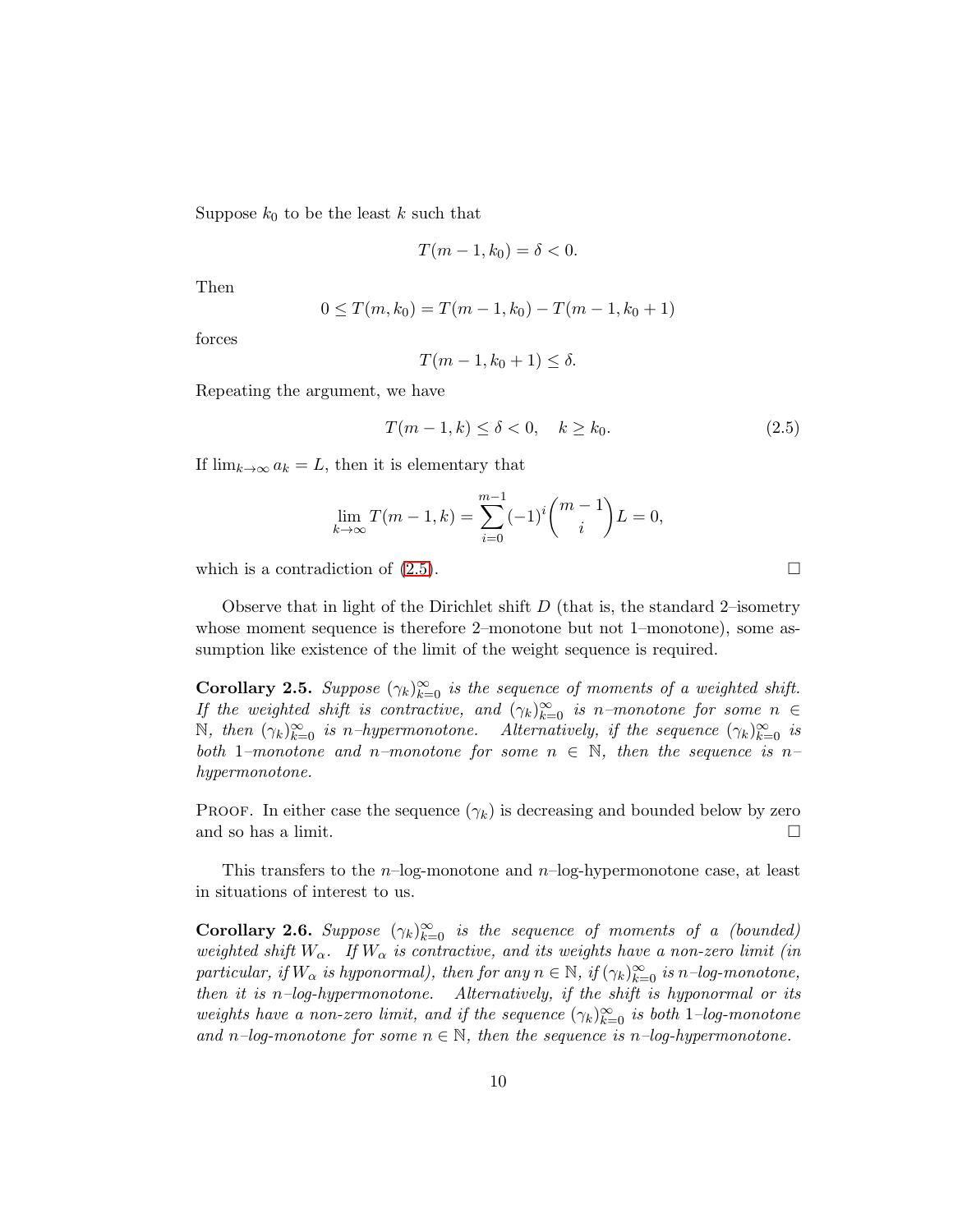Suppose $k_0$ to be the least $k$ such that

$$T(m-1, k_0) = \delta < 0.$$

Then

$$0 \leq T(m, k_0) = T(m-1, k_0) - T(m-1, k_0+1)$$

forces

$$T(m-1, k_0+1) \leq \delta.$$

Repeating the argument, we have

$$T(m-1, k) \leq \delta < 0, \quad k \geq k_0. \tag{2.5}$$

If $\lim_{k\to\infty} a_k = L$, then it is elementary that

$$\lim_{k\to\infty} T(m-1, k) = \sum_{i=0}^{m-1} (-1)^i \binom{m-1}{i} L = 0,$$

which is a contradiction of (2.5). $\square$

Observe that in light of the Dirichlet shift $D$ (that is, the standard 2–isometry whose moment sequence is therefore 2–monotone but not 1–monotone), some assumption like existence of the limit of the weight sequence is required.

**Corollary 2.5.** *Suppose $(\gamma_k)_{k=0}^{\infty}$ is the sequence of moments of a weighted shift. If the weighted shift is contractive, and $(\gamma_k)_{k=0}^{\infty}$ is $n$–monotone for some $n \in \mathbb{N}$, then $(\gamma_k)_{k=0}^{\infty}$ is $n$–hypermonotone. Alternatively, if the sequence $(\gamma_k)_{k=0}^{\infty}$ is both 1–monotone and $n$–monotone for some $n \in \mathbb{N}$, then the sequence is $n$–hypermonotone.*

Proof. In either case the sequence $(\gamma_k)$ is decreasing and bounded below by zero and so has a limit. $\square$

This transfers to the $n$–log-monotone and $n$–log-hypermonotone case, at least in situations of interest to us.

**Corollary 2.6.** *Suppose $(\gamma_k)_{k=0}^{\infty}$ is the sequence of moments of a (bounded) weighted shift $W_\alpha$. If $W_\alpha$ is contractive, and its weights have a non-zero limit (in particular, if $W_\alpha$ is hyponormal), then for any $n \in \mathbb{N}$, if $(\gamma_k)_{k=0}^{\infty}$ is $n$–log-monotone, then it is $n$–log-hypermonotone. Alternatively, if the shift is hyponormal or its weights have non-zero limit, and if the sequence $(\gamma_k)_{k=0}^{\infty}$ is both 1–log-monotone and $n$–log-monotone for some $n \in \mathbb{N}$, then the sequence is $n$–log-hypermonotone.*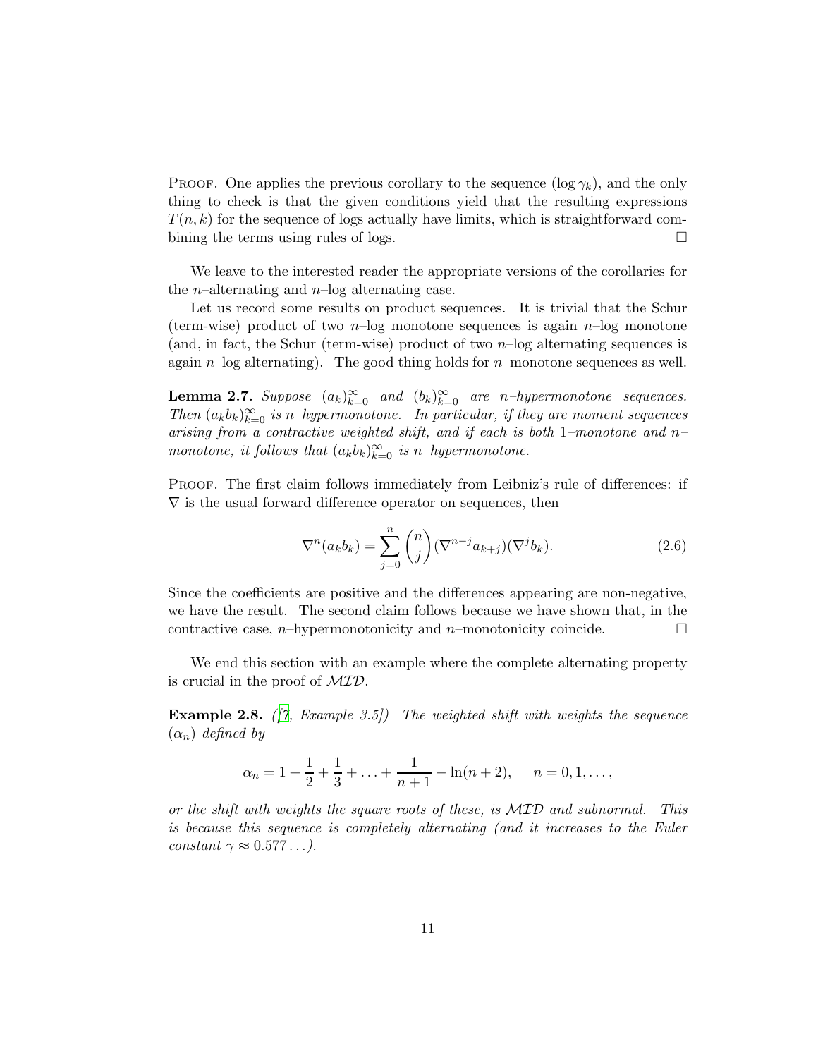Proof. One applies the previous corollary to the sequence $(\log \gamma_k)$, and the only thing to check is that the given conditions yield that the resulting expressions $T(n,k)$ for the sequence of logs actually have limits, which is straightforward combining the terms using rules of logs. □

We leave to the interested reader the appropriate versions of the corollaries for the $n$–alternating and $n$–log alternating case.

Let us record some results on product sequences. It is trivial that the Schur (term-wise) product of two $n$–log monotone sequences is again $n$–log monotone (and, in fact, the Schur (term-wise) product of two $n$–log alternating sequences is again $n$–log alternating). The good thing holds for $n$–monotone sequences as well.

**Lemma 2.7.** *Suppose $(a_k)_{k=0}^{\infty}$ and $(b_k)_{k=0}^{\infty}$ are $n$–hypermonotone sequences. Then $(a_k b_k)_{k=0}^{\infty}$ is $n$–hypermonotone. In particular, if they are moment sequences arising from a contractive weighted shift, and if each is both 1–monotone and $n$–monotone, it follows that $(a_k b_k)_{k=0}^{\infty}$ is $n$–hypermonotone.*

Proof. The first claim follows immediately from Leibniz's rule of differences: if $\nabla$ is the usual forward difference operator on sequences, then

$$\nabla^n(a_k b_k) = \sum_{j=0}^{n} \binom{n}{j} (\nabla^{n-j} a_{k+j})(\nabla^j b_k). \tag{2.6}$$

Since the coefficients are positive and the differences appearing are non-negative, we have the result. The second claim follows because we have shown that, in the contractive case, $n$–hypermonotonicity and $n$–monotonicity coincide. □

We end this section with an example where the complete alternating property is crucial in the proof of $\mathcal{MID}$.

**Example 2.8.** *([7, Example 3.5]) The weighted shift with weights the sequence $(\alpha_n)$ defined by*

$$\alpha_n = 1 + \frac{1}{2} + \frac{1}{3} + \ldots + \frac{1}{n+1} - \ln(n+2), \quad n = 0, 1, \ldots,$$

*or the shift with weights the square roots of these, is $\mathcal{MID}$ and subnormal. This is because this sequence is completely alternating (and it increases to the Euler constant $\gamma \approx 0.577\ldots$).*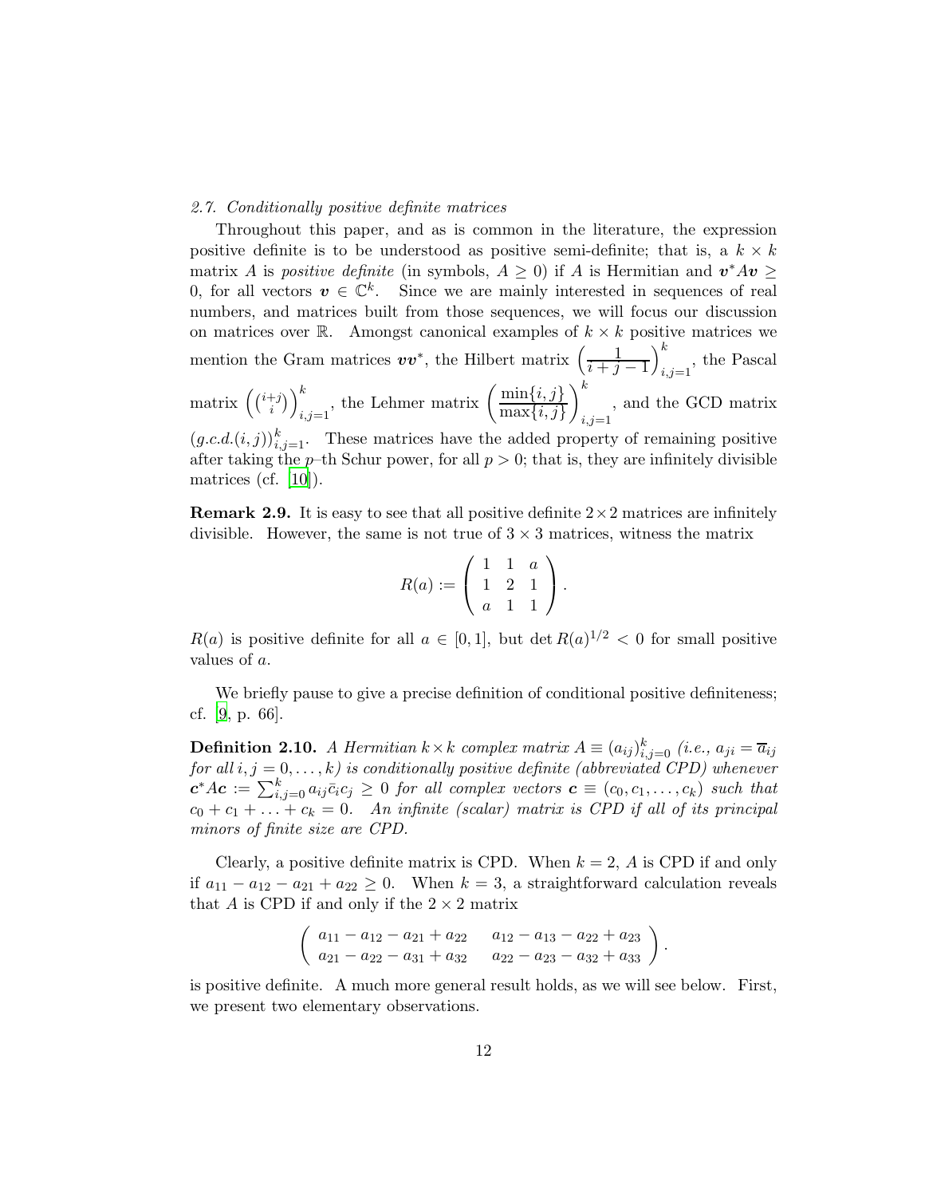*2.7. Conditionally positive definite matrices*

Throughout this paper, and as is common in the literature, the expression positive definite is to be understood as positive semi-definite; that is, a $k \times k$ matrix $A$ is *positive definite* (in symbols, $A \geq 0$) if $A$ is Hermitian and $\boldsymbol{v}^* A \boldsymbol{v} \geq 0$, for all vectors $\boldsymbol{v} \in \mathbb{C}^k$. Since we are mainly interested in sequences of real numbers, and matrices built from those sequences, we will focus our discussion on matrices over $\mathbb{R}$. Amongst canonical examples of $k \times k$ positive matrices we mention the Gram matrices $\boldsymbol{v}\boldsymbol{v}^*$, the Hilbert matrix $\left(\dfrac{1}{i+j-1}\right)_{i,j=1}^{k}$, the Pascal matrix $\left(\binom{i+j}{i}\right)_{i,j=1}^{k}$, the Lehmer matrix $\left(\dfrac{\min\{i,j\}}{\max\{i,j\}}\right)_{i,j=1}^{k}$, and the GCD matrix $(g.c.d.(i,j))_{i,j=1}^{k}$. These matrices have the added property of remaining positive after taking the $p$–th Schur power, for all $p > 0$; that is, they are infinitely divisible matrices (cf. [10]).

**Remark 2.9.** It is easy to see that all positive definite $2 \times 2$ matrices are infinitely divisible. However, the same is not true of $3 \times 3$ matrices, witness the matrix

$$R(a) := \begin{pmatrix} 1 & 1 & a \\ 1 & 2 & 1 \\ a & 1 & 1 \end{pmatrix}.$$

$R(a)$ is positive definite for all $a \in [0,1]$, but $\det R(a)^{1/2} < 0$ for small positive values of $a$.

We briefly pause to give a precise definition of conditional positive definiteness; cf. [9, p. 66].

**Definition 2.10.** *A Hermitian $k \times k$ complex matrix $A \equiv (a_{ij})_{i,j=0}^{k}$ (i.e., $a_{ji} = \overline{a}_{ij}$ for all $i, j = 0, \ldots, k$) is conditionally positive definite (abbreviated CPD) whenever $\boldsymbol{c}^* A \boldsymbol{c} := \sum_{i,j=0}^{k} a_{ij} \bar{c}_i c_j \geq 0$ for all complex vectors $\boldsymbol{c} \equiv (c_0, c_1, \ldots, c_k)$ such that $c_0 + c_1 + \ldots + c_k = 0$. An infinite (scalar) matrix is CPD if all of its principal minors of finite size are CPD.*

Clearly, a positive definite matrix is CPD. When $k = 2$, $A$ is CPD if and only if $a_{11} - a_{12} - a_{21} + a_{22} \geq 0$. When $k = 3$, a straightforward calculation reveals that $A$ is CPD if and only if the $2 \times 2$ matrix

$$\begin{pmatrix} a_{11} - a_{12} - a_{21} + a_{22} & a_{12} - a_{13} - a_{22} + a_{23} \\ a_{21} - a_{22} - a_{31} + a_{32} & a_{22} - a_{23} - a_{32} + a_{33} \end{pmatrix}.$$

is positive definite. A much more general result holds, as we will see below. First, we present two elementary observations.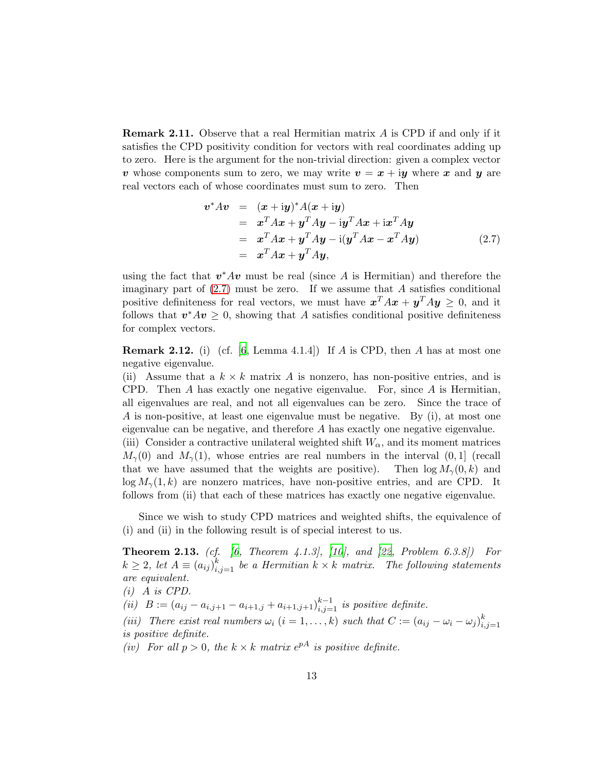**Remark 2.11.** Observe that a real Hermitian matrix $A$ is CPD if and only if it satisfies the CPD positivity condition for vectors with real coordinates adding up to zero. Here is the argument for the non-trivial direction: given a complex vector $\boldsymbol{v}$ whose components sum to zero, we may write $\boldsymbol{v} = \boldsymbol{x} + \mathrm{i}\boldsymbol{y}$ where $\boldsymbol{x}$ and $\boldsymbol{y}$ are real vectors each of whose coordinates must sum to zero. Then

$$
\begin{aligned}
\boldsymbol{v}^* A \boldsymbol{v} &= (\boldsymbol{x} + \mathrm{i}\boldsymbol{y})^* A (\boldsymbol{x} + \mathrm{i}\boldsymbol{y}) \\
&= \boldsymbol{x}^T A \boldsymbol{x} + \boldsymbol{y}^T A \boldsymbol{y} - \mathrm{i}\boldsymbol{y}^T A \boldsymbol{x} + \mathrm{i}\boldsymbol{x}^T A \boldsymbol{y} \\
&= \boldsymbol{x}^T A \boldsymbol{x} + \boldsymbol{y}^T A \boldsymbol{y} - \mathrm{i}(\boldsymbol{y}^T A \boldsymbol{x} - \boldsymbol{x}^T A \boldsymbol{y}) \\
&= \boldsymbol{x}^T A \boldsymbol{x} + \boldsymbol{y}^T A \boldsymbol{y},
\end{aligned} \tag{2.7}
$$

using the fact that $\boldsymbol{v}^* A \boldsymbol{v}$ must be real (since $A$ is Hermitian) and therefore the imaginary part of (2.7) must be zero. If we assume that $A$ satisfies conditional positive definiteness for real vectors, we must have $\boldsymbol{x}^T A \boldsymbol{x} + \boldsymbol{y}^T A \boldsymbol{y} \geq 0$, and it follows that $\boldsymbol{v}^* A \boldsymbol{v} \geq 0$, showing that $A$ satisfies conditional positive definiteness for complex vectors.

**Remark 2.12.** (i) (cf. [6, Lemma 4.1.4]) If $A$ is CPD, then $A$ has at most one negative eigenvalue.
(ii) Assume that a $k \times k$ matrix $A$ is nonzero, has non-positive entries, and is CPD. Then $A$ has exactly one negative eigenvalue. For, since $A$ is Hermitian, all eigenvalues are real, and not all eigenvalues can be zero. Since the trace of $A$ is non-positive, at least one eigenvalue must be negative. By (i), at most one eigenvalue can be negative, and therefore $A$ has exactly one negative eigenvalue.
(iii) Consider a contractive unilateral weighted shift $W_\alpha$, and its moment matrices $M_\gamma(0)$ and $M_\gamma(1)$, whose entries are real numbers in the interval $(0, 1]$ (recall that we have assumed that the weights are positive). Then $\log M_\gamma(0, k)$ and $\log M_\gamma(1, k)$ are nonzero matrices, have non-positive entries, and are CPD. It follows from (ii) that each of these matrices has exactly one negative eigenvalue.

Since we wish to study CPD matrices and weighted shifts, the equivalence of (i) and (ii) in the following result is of special interest to us.

**Theorem 2.13.** *(cf. [6, Theorem 4.1.3], [10], and [22, Problem 6.3.8]) For $k \geq 2$, let $A \equiv (a_{ij})_{i,j=1}^k$ be a Hermitian $k \times k$ matrix. The following statements are equivalent.*
*(i) $A$ is CPD.*
*(ii) $B := (a_{ij} - a_{i,j+1} - a_{i+1,j} + a_{i+1,j+1})_{i,j=1}^{k-1}$ is positive definite.*
*(iii) There exist real numbers $\omega_i$ ($i = 1, \ldots, k$) such that $C := (a_{ij} - \omega_i - \omega_j)_{i,j=1}^k$ is positive definite.*
*(iv) For all $p > 0$, the $k \times k$ matrix $e^{pA}$ is positive definite.*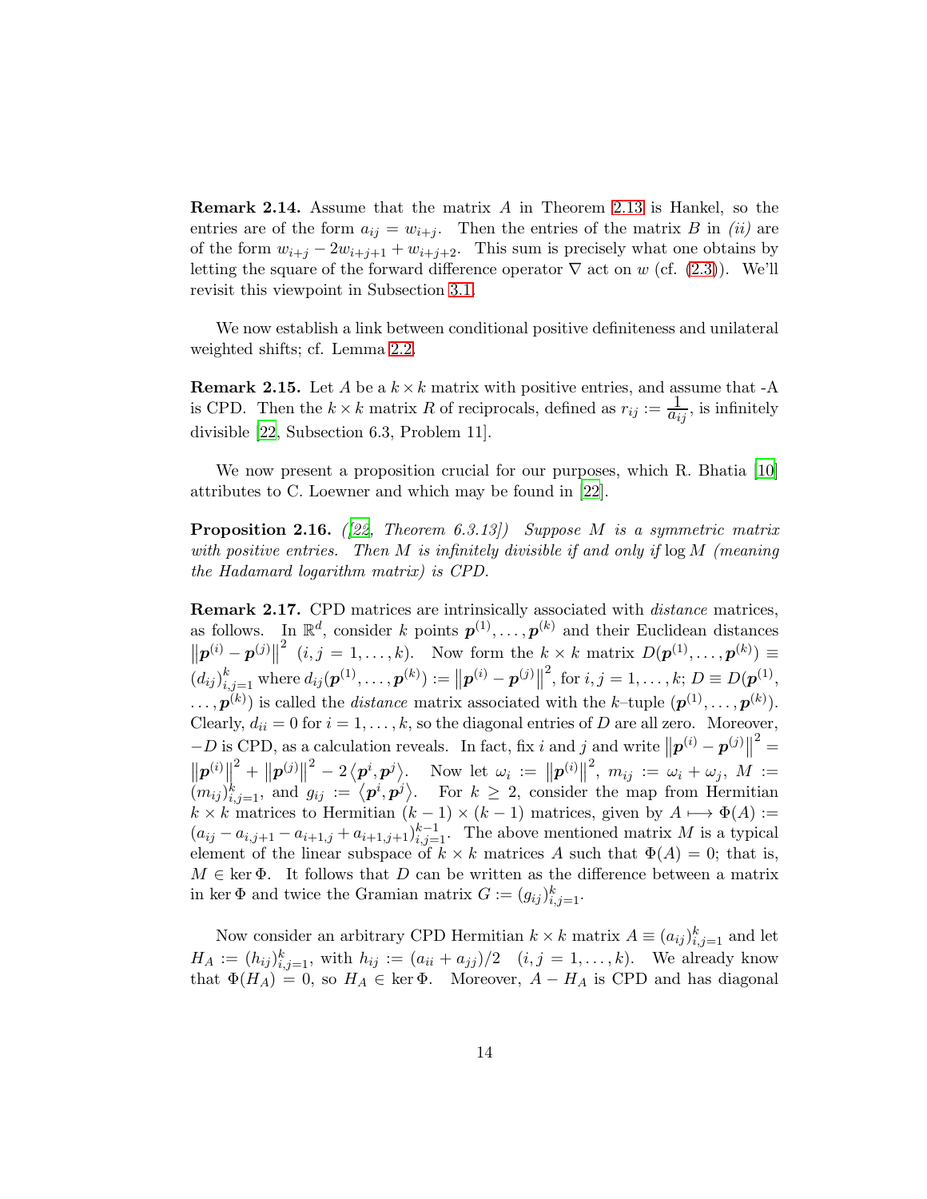**Remark 2.14.** Assume that the matrix $A$ in Theorem 2.13 is Hankel, so the entries are of the form $a_{ij} = w_{i+j}$. Then the entries of the matrix $B$ in *(ii)* are of the form $w_{i+j} - 2w_{i+j+1} + w_{i+j+2}$. This sum is precisely what one obtains by letting the square of the forward difference operator $\nabla$ act on $w$ (cf. (2.3)). We'll revisit this viewpoint in Subsection 3.1.

We now establish a link between conditional positive definiteness and unilateral weighted shifts; cf. Lemma 2.2.

**Remark 2.15.** Let $A$ be a $k \times k$ matrix with positive entries, and assume that -A is CPD. Then the $k \times k$ matrix $R$ of reciprocals, defined as $r_{ij} := \dfrac{1}{a_{ij}}$, is infinitely divisible [22, Subsection 6.3, Problem 11].

We now present a proposition crucial for our purposes, which R. Bhatia [10] attributes to C. Loewner and which may be found in [22].

**Proposition 2.16.** *([22, Theorem 6.3.13]) Suppose $M$ is a symmetric matrix with positive entries. Then $M$ is infinitely divisible if and only if* $\log M$ *(meaning the Hadamard logarithm matrix) is CPD.*

**Remark 2.17.** CPD matrices are intrinsically associated with *distance* matrices, as follows. In $\mathbb{R}^d$, consider $k$ points $\boldsymbol{p}^{(1)}, \ldots, \boldsymbol{p}^{(k)}$ and their Euclidean distances $\left\|\boldsymbol{p}^{(i)} - \boldsymbol{p}^{(j)}\right\|^2$ $(i, j = 1, \ldots, k)$. Now form the $k \times k$ matrix $D(\boldsymbol{p}^{(1)}, \ldots, \boldsymbol{p}^{(k)}) \equiv (d_{ij})_{i,j=1}^k$ where $d_{ij}(\boldsymbol{p}^{(1)}, \ldots, \boldsymbol{p}^{(k)}) := \left\|\boldsymbol{p}^{(i)} - \boldsymbol{p}^{(j)}\right\|^2$, for $i, j = 1, \ldots, k$; $D \equiv D(\boldsymbol{p}^{(1)}, \ldots, \boldsymbol{p}^{(k)})$ is called the *distance* matrix associated with the $k$–tuple $(\boldsymbol{p}^{(1)}, \ldots, \boldsymbol{p}^{(k)})$. Clearly, $d_{ii} = 0$ for $i = 1, \ldots, k$, so the diagonal entries of $D$ are all zero. Moreover, $-D$ is CPD, as a calculation reveals. In fact, fix $i$ and $j$ and write $\left\|\boldsymbol{p}^{(i)} - \boldsymbol{p}^{(j)}\right\|^2 = \left\|\boldsymbol{p}^{(i)}\right\|^2 + \left\|\boldsymbol{p}^{(j)}\right\|^2 - 2\left\langle \boldsymbol{p}^{i}, \boldsymbol{p}^{j}\right\rangle$. Now let $\omega_i := \left\|\boldsymbol{p}^{(i)}\right\|^2$, $m_{ij} := \omega_i + \omega_j$, $M := (m_{ij})_{i,j=1}^k$, and $g_{ij} := \left\langle \boldsymbol{p}^{i}, \boldsymbol{p}^{j}\right\rangle$. For $k \geq 2$, consider the map from Hermitian $k \times k$ matrices to Hermitian $(k-1) \times (k-1)$ matrices, given by $A \longmapsto \Phi(A) := (a_{ij} - a_{i,j+1} - a_{i+1,j} + a_{i+1,j+1})_{i,j=1}^{k-1}$. The above mentioned matrix $M$ is a typical element of the linear subspace of $k \times k$ matrices $A$ such that $\Phi(A) = 0$; that is, $M \in \ker \Phi$. It follows that $D$ can be written as the difference between a matrix in $\ker \Phi$ and twice the Gramian matrix $G := (g_{ij})_{i,j=1}^k$.

Now consider an arbitrary CPD Hermitian $k \times k$ matrix $A \equiv (a_{ij})_{i,j=1}^k$ and let $H_A := (h_{ij})_{i,j=1}^k$, with $h_{ij} := (a_{ii} + a_{jj})/2$ $\quad (i, j = 1, \ldots, k)$. We already know that $\Phi(H_A) = 0$, so $H_A \in \ker \Phi$. Moreover, $A - H_A$ is CPD and has diagonal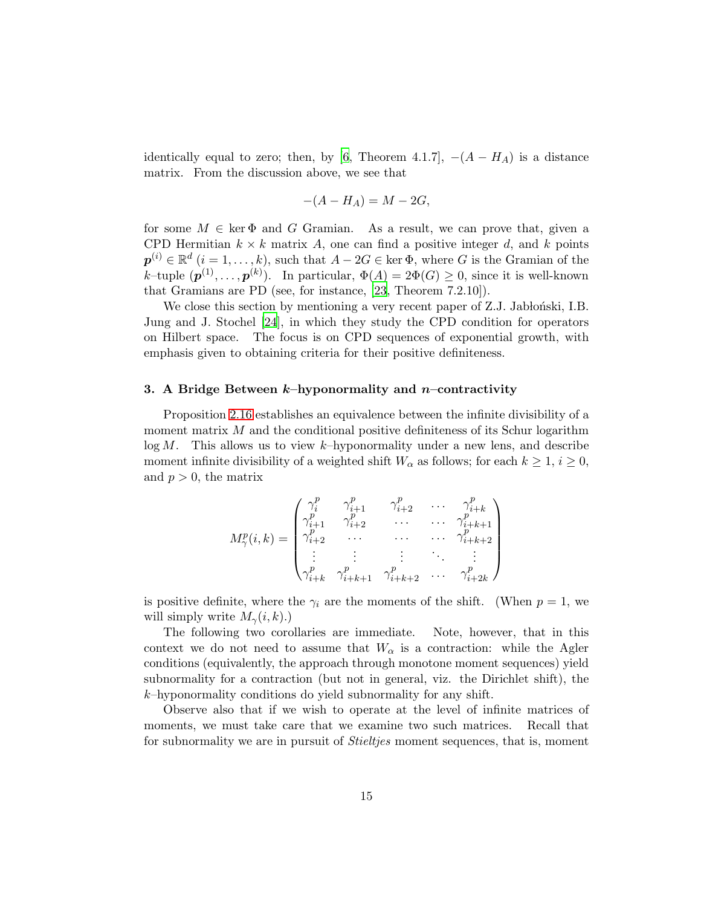identically equal to zero; then, by [6, Theorem 4.1.7], $-(A - H_A)$ is a distance matrix. From the discussion above, we see that

$$-(A - H_A) = M - 2G,$$

for some $M \in \ker \Phi$ and $G$ Gramian. As a result, we can prove that, given a CPD Hermitian $k \times k$ matrix $A$, one can find a positive integer $d$, and $k$ points $\boldsymbol{p}^{(i)} \in \mathbb{R}^d$ $(i = 1, \ldots, k)$, such that $A - 2G \in \ker \Phi$, where $G$ is the Gramian of the $k$–tuple $(\boldsymbol{p}^{(1)}, \ldots, \boldsymbol{p}^{(k)})$. In particular, $\Phi(A) = 2\Phi(G) \geq 0$, since it is well-known that Gramians are PD (see, for instance, [23, Theorem 7.2.10]).

We close this section by mentioning a very recent paper of Z.J. Jabłoński, I.B. Jung and J. Stochel [24], in which they study the CPD condition for operators on Hilbert space. The focus is on CPD sequences of exponential growth, with emphasis given to obtaining criteria for their positive definiteness.

## 3. A Bridge Between $k$–hyponormality and $n$–contractivity

Proposition 2.16 establishes an equivalence between the infinite divisibility of a moment matrix $M$ and the conditional positive definiteness of its Schur logarithm $\log M$. This allows us to view $k$–hyponormality under a new lens, and describe moment infinite divisibility of a weighted shift $W_\alpha$ as follows; for each $k \geq 1$, $i \geq 0$, and $p > 0$, the matrix

$$M^p_\gamma(i,k) = \begin{pmatrix} \gamma^p_i & \gamma^p_{i+1} & \gamma^p_{i+2} & \cdots & \gamma^p_{i+k} \\ \gamma^p_{i+1} & \gamma^p_{i+2} & \cdots & \cdots & \gamma^p_{i+k+1} \\ \gamma^p_{i+2} & \cdots & \cdots & \cdots & \gamma^p_{i+k+2} \\ \vdots & \vdots & \vdots & \ddots & \vdots \\ \gamma^p_{i+k} & \gamma^p_{i+k+1} & \gamma^p_{i+k+2} & \cdots & \gamma^p_{i+2k} \end{pmatrix}$$

is positive definite, where the $\gamma_i$ are the moments of the shift. (When $p = 1$, we will simply write $M_\gamma(i,k)$.)

The following two corollaries are immediate. Note, however, that in this context we do not need to assume that $W_\alpha$ is a contraction: while the Agler conditions (equivalently, the approach through monotone moment sequences) yield subnormality for a contraction (but not in general, viz. the Dirichlet shift), the $k$–hyponormality conditions do yield subnormality for any shift.

Observe also that if we wish to operate at the level of infinite matrices of moments, we must take care that we examine two such matrices. Recall that for subnormality we are in pursuit of *Stieltjes* moment sequences, that is, moment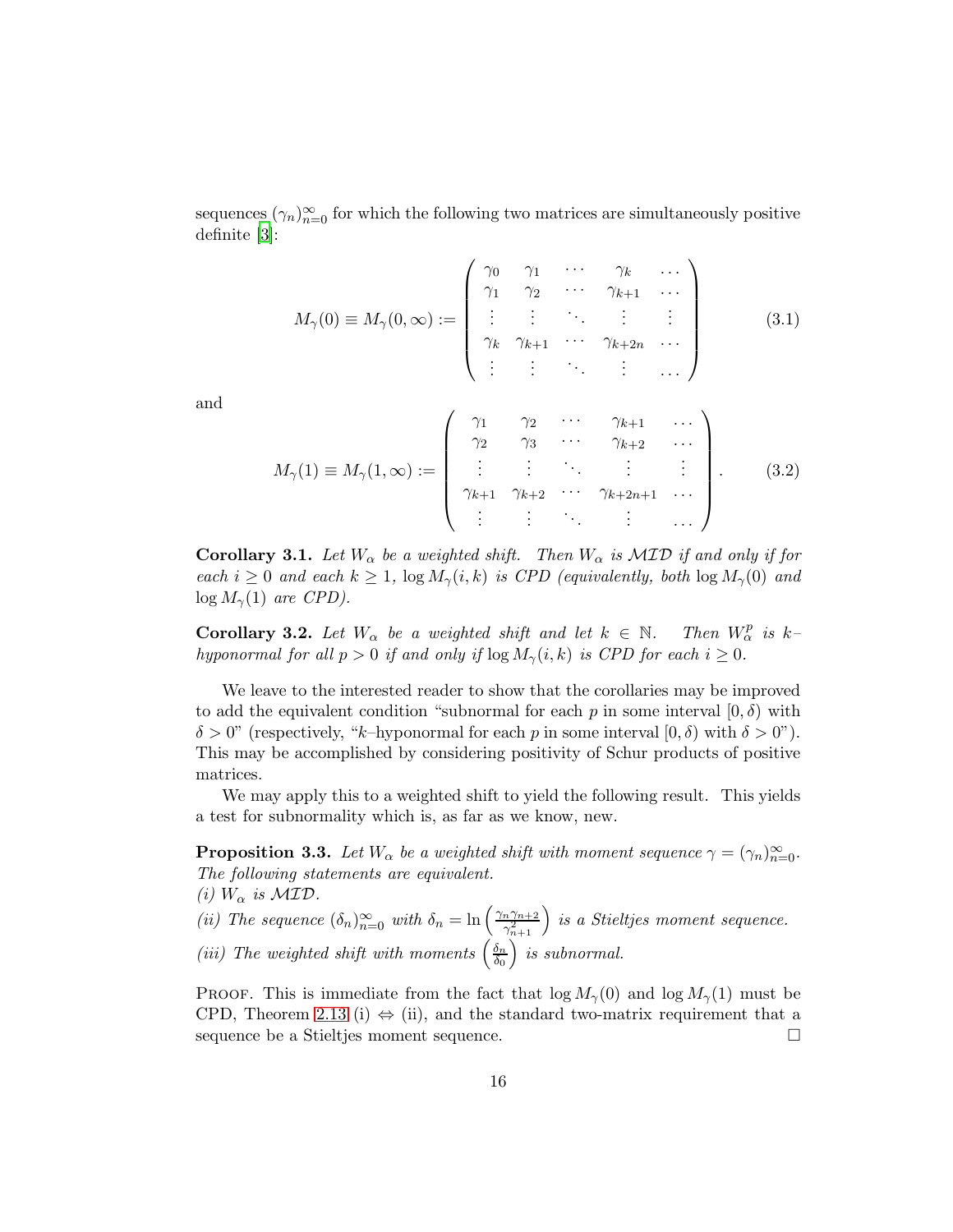sequences $(\gamma_n)_{n=0}^{\infty}$ for which the following two matrices are simultaneously positive definite [3]:

$$M_\gamma(0) \equiv M_\gamma(0,\infty) := \begin{pmatrix} \gamma_0 & \gamma_1 & \cdots & \gamma_k & \cdots \\ \gamma_1 & \gamma_2 & \cdots & \gamma_{k+1} & \cdots \\ \vdots & \vdots & \ddots & \vdots & \vdots \\ \gamma_k & \gamma_{k+1} & \cdots & \gamma_{k+2n} & \cdots \\ \vdots & \vdots & \ddots & \vdots & \ldots \end{pmatrix} \tag{3.1}$$

and

$$M_\gamma(1) \equiv M_\gamma(1,\infty) := \begin{pmatrix} \gamma_1 & \gamma_2 & \cdots & \gamma_{k+1} & \cdots \\ \gamma_2 & \gamma_3 & \cdots & \gamma_{k+2} & \cdots \\ \vdots & \vdots & \ddots & \vdots & \vdots \\ \gamma_{k+1} & \gamma_{k+2} & \cdots & \gamma_{k+2n+1} & \cdots \\ \vdots & \vdots & \ddots & \vdots & \ldots \end{pmatrix}. \tag{3.2}$$

**Corollary 3.1.** *Let $W_\alpha$ be a weighted shift. Then $W_\alpha$ is $\mathcal{MID}$ if and only if for each $i \geq 0$ and each $k \geq 1$, $\log M_\gamma(i,k)$ is CPD (equivalently, both $\log M_\gamma(0)$ and $\log M_\gamma(1)$ are CPD).*

**Corollary 3.2.** *Let $W_\alpha$ be a weighted shift and let $k \in \mathbb{N}$. Then $W_\alpha^p$ is $k$–hyponormal for all $p > 0$ if and only if $\log M_\gamma(i,k)$ is CPD for each $i \geq 0$.*

We leave to the interested reader to show that the corollaries may be improved to add the equivalent condition "subnormal for each $p$ in some interval $[0,\delta)$ with $\delta > 0$" (respectively, "$k$–hyponormal for each $p$ in some interval $[0,\delta)$ with $\delta > 0$"). This may be accomplished by considering positivity of Schur products of positive matrices.

We may apply this to a weighted shift to yield the following result. This yields a test for subnormality which is, as far as we know, new.

**Proposition 3.3.** *Let $W_\alpha$ be a weighted shift with moment sequence $\gamma = (\gamma_n)_{n=0}^{\infty}$. The following statements are equivalent.*
*(i) $W_\alpha$ is $\mathcal{MID}$.*
*(ii) The sequence $(\delta_n)_{n=0}^{\infty}$ with $\delta_n = \ln\left(\frac{\gamma_n \gamma_{n+2}}{\gamma_{n+1}^2}\right)$ is a Stieltjes moment sequence.*
*(iii) The weighted shift with moments $\left(\frac{\delta_n}{\delta_0}\right)$ is subnormal.*

Proof. This is immediate from the fact that $\log M_\gamma(0)$ and $\log M_\gamma(1)$ must be CPD, Theorem 2.13 (i) $\Leftrightarrow$ (ii), and the standard two-matrix requirement that a sequence be a Stieltjes moment sequence. □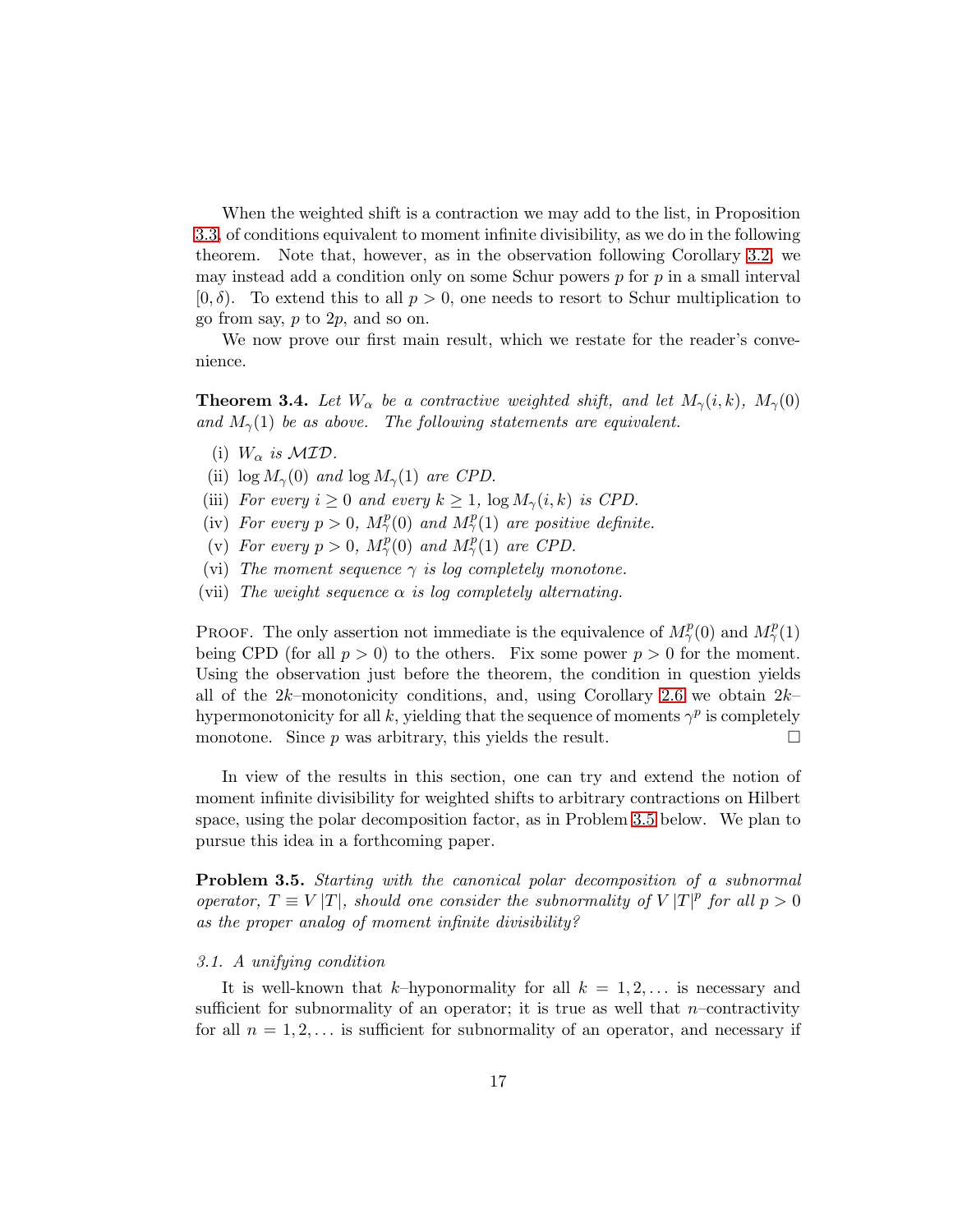When the weighted shift is a contraction we may add to the list, in Proposition 3.3, of conditions equivalent to moment infinite divisibility, as we do in the following theorem. Note that, however, as in the observation following Corollary 3.2, we may instead add a condition only on some Schur powers $p$ for $p$ in a small interval $[0, \delta)$. To extend this to all $p > 0$, one needs to resort to Schur multiplication to go from say, $p$ to $2p$, and so on.

We now prove our first main result, which we restate for the reader's convenience.

**Theorem 3.4.** *Let $W_\alpha$ be a contractive weighted shift, and let $M_\gamma(i,k)$, $M_\gamma(0)$ and $M_\gamma(1)$ be as above. The following statements are equivalent.*

- (i) *$W_\alpha$ is $\mathcal{MID}$.*
- (ii) *$\log M_\gamma(0)$ and $\log M_\gamma(1)$ are CPD.*
- (iii) *For every $i \geq 0$ and every $k \geq 1$, $\log M_\gamma(i,k)$ is CPD.*
- (iv) *For every $p > 0$, $M_\gamma^p(0)$ and $M_\gamma^p(1)$ are positive definite.*
- (v) *For every $p > 0$, $M_\gamma^p(0)$ and $M_\gamma^p(1)$ are CPD.*
- (vi) *The moment sequence $\gamma$ is log completely monotone.*
- (vii) *The weight sequence $\alpha$ is log completely alternating.*

Proof. The only assertion not immediate is the equivalence of $M_\gamma^p(0)$ and $M_\gamma^p(1)$ being CPD (for all $p > 0$) to the others. Fix some power $p > 0$ for the moment. Using the observation just before the theorem, the condition in question yields all of the $2k$–monotonicity conditions, and, using Corollary 2.6 we obtain $2k$–hypermonotonicity for all $k$, yielding that the sequence of moments $\gamma^p$ is completely monotone. Since $p$ was arbitrary, this yields the result. □

In view of the results in this section, one can try and extend the notion of moment infinite divisibility for weighted shifts to arbitrary contractions on Hilbert space, using the polar decomposition factor, as in Problem 3.5 below. We plan to pursue this idea in a forthcoming paper.

**Problem 3.5.** *Starting with the canonical polar decomposition of a subnormal operator, $T \equiv V\,|T|$, should one consider the subnormality of $V\,|T|^p$ for all $p > 0$ as the proper analog of moment infinite divisibility?*

### *3.1. A unifying condition*

It is well-known that $k$–hyponormality for all $k = 1, 2, \ldots$ is necessary and sufficient for subnormality of an operator; it is true as well that $n$–contractivity for all $n = 1, 2, \ldots$ is sufficient for subnormality of an operator, and necessary if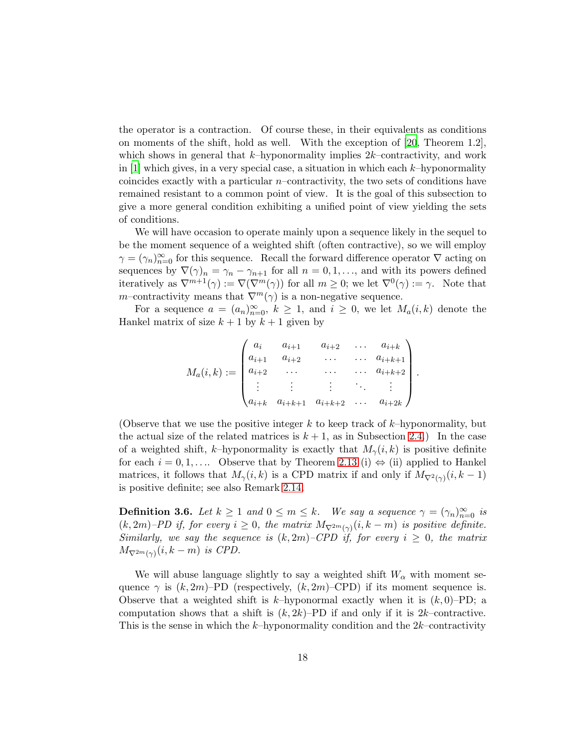the operator is a contraction. Of course these, in their equivalents as conditions on moments of the shift, hold as well. With the exception of [20, Theorem 1.2], which shows in general that $k$–hyponormality implies $2k$–contractivity, and work in [1] which gives, in a very special case, a situation in which each $k$–hyponormality coincides exactly with a particular $n$–contractivity, the two sets of conditions have remained resistant to a common point of view. It is the goal of this subsection to give a more general condition exhibiting a unified point of view yielding the sets of conditions.

We will have occasion to operate mainly upon a sequence likely in the sequel to be the moment sequence of a weighted shift (often contractive), so we will employ $\gamma = (\gamma_n)_{n=0}^{\infty}$ for this sequence. Recall the forward difference operator $\nabla$ acting on sequences by $\nabla(\gamma)_n = \gamma_n - \gamma_{n+1}$ for all $n = 0, 1, \ldots$, and with its powers defined iteratively as $\nabla^{m+1}(\gamma) := \nabla(\nabla^m(\gamma))$ for all $m \geq 0$; we let $\nabla^0(\gamma) := \gamma$. Note that $m$–contractivity means that $\nabla^m(\gamma)$ is a non-negative sequence.

For a sequence $a = (a_n)_{n=0}^{\infty}$, $k \geq 1$, and $i \geq 0$, we let $M_a(i,k)$ denote the Hankel matrix of size $k+1$ by $k+1$ given by

$$M_a(i,k) := \begin{pmatrix} a_i & a_{i+1} & a_{i+2} & \ldots & a_{i+k} \\ a_{i+1} & a_{i+2} & \cdots & \ldots & a_{i+k+1} \\ a_{i+2} & \cdots & \cdots & \ldots & a_{i+k+2} \\ \vdots & \vdots & \vdots & \ddots & \vdots \\ a_{i+k} & a_{i+k+1} & a_{i+k+2} & \ldots & a_{i+2k} \end{pmatrix}.$$

(Observe that we use the positive integer $k$ to keep track of $k$–hyponormality, but the actual size of the related matrices is $k+1$, as in Subsection 2.4.) In the case of a weighted shift, $k$–hyponormality is exactly that $M_\gamma(i,k)$ is positive definite for each $i = 0, 1, \ldots$. Observe that by Theorem 2.13 (i) $\Leftrightarrow$ (ii) applied to Hankel matrices, it follows that $M_\gamma(i,k)$ is a CPD matrix if and only if $M_{\nabla^2(\gamma)}(i,k-1)$ is positive definite; see also Remark 2.14.

**Definition 3.6.** *Let $k \geq 1$ and $0 \leq m \leq k$. We say a sequence $\gamma = (\gamma_n)_{n=0}^{\infty}$ is $(k,2m)$–PD if, for every $i \geq 0$, the matrix $M_{\nabla^{2m}(\gamma)}(i,k-m)$ is positive definite. Similarly, we say the sequence is $(k,2m)$–CPD if, for every $i \geq 0$, the matrix $M_{\nabla^{2m}(\gamma)}(i,k-m)$ is CPD.*

We will abuse language slightly to say a weighted shift $W_\alpha$ with moment sequence $\gamma$ is $(k,2m)$–PD (respectively, $(k,2m)$–CPD) if its moment sequence is. Observe that a weighted shift is $k$–hyponormal exactly when it is $(k,0)$–PD; a computation shows that a shift is $(k,2k)$–PD if and only if it is $2k$–contractive. This is the sense in which the $k$–hyponormality condition and the $2k$–contractivity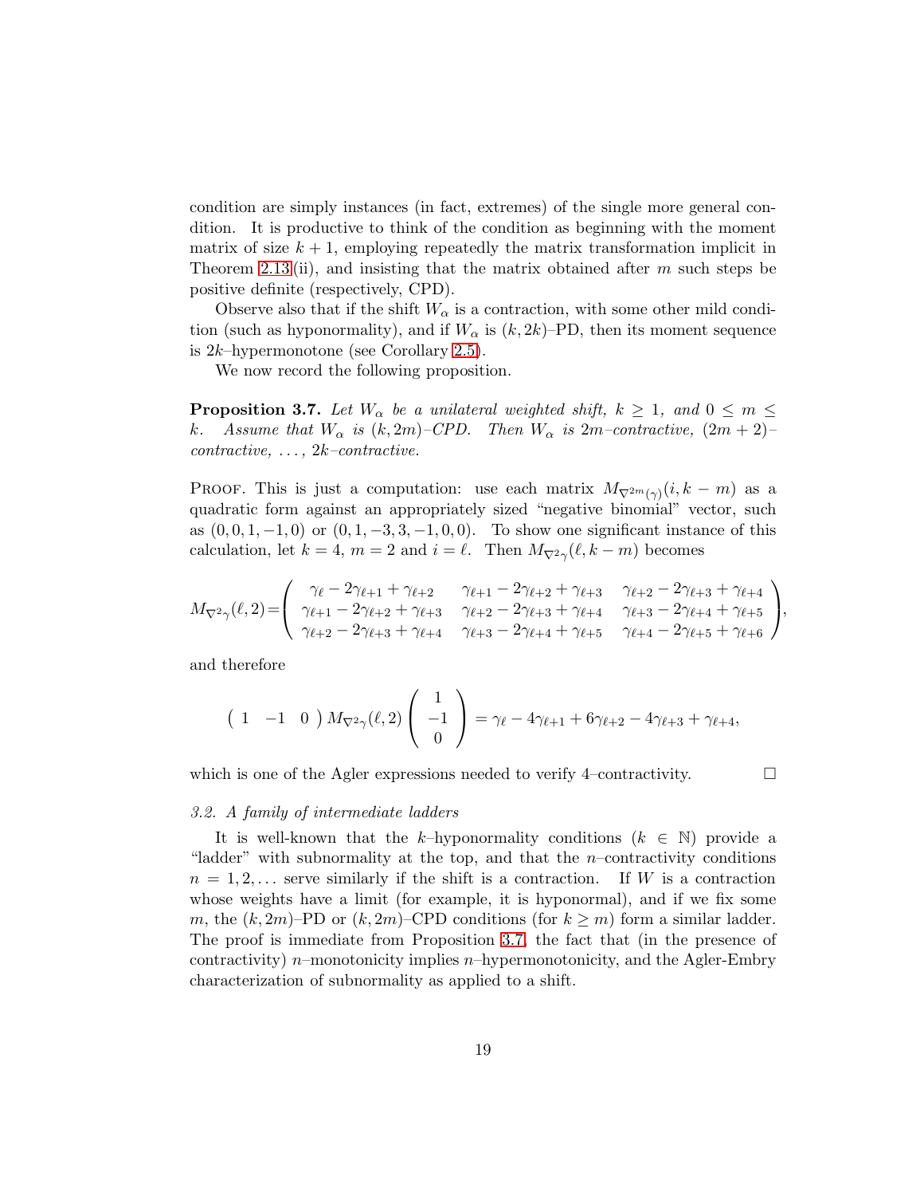condition are simply instances (in fact, extremes) of the single more general condition. It is productive to think of the condition as beginning with the moment matrix of size $k+1$, employing repeatedly the matrix transformation implicit in Theorem 2.13 (ii), and insisting that the matrix obtained after $m$ such steps be positive definite (respectively, CPD).

Observe also that if the shift $W_\alpha$ is a contraction, with some other mild condition (such as hyponormality), and if $W_\alpha$ is $(k, 2k)$–PD, then its moment sequence is $2k$–hypermonotone (see Corollary 2.5).

We now record the following proposition.

**Proposition 3.7.** *Let $W_\alpha$ be a unilateral weighted shift, $k \geq 1$, and $0 \leq m \leq k$. Assume that $W_\alpha$ is $(k, 2m)$–CPD. Then $W_\alpha$ is $2m$–contractive, $(2m+2)$–contractive, ..., $2k$–contractive.*

Proof. This is just a computation: use each matrix $M_{\nabla^{2m}(\gamma)}(i, k-m)$ as a quadratic form against an appropriately sized "negative binomial" vector, such as $(0, 0, 1, -1, 0)$ or $(0, 1, -3, 3, -1, 0, 0)$. To show one significant instance of this calculation, let $k = 4$, $m = 2$ and $i = \ell$. Then $M_{\nabla^2\gamma}(\ell, k-m)$ becomes

$$M_{\nabla^2\gamma}(\ell, 2) = \begin{pmatrix} \gamma_\ell - 2\gamma_{\ell+1} + \gamma_{\ell+2} & \gamma_{\ell+1} - 2\gamma_{\ell+2} + \gamma_{\ell+3} & \gamma_{\ell+2} - 2\gamma_{\ell+3} + \gamma_{\ell+4} \\ \gamma_{\ell+1} - 2\gamma_{\ell+2} + \gamma_{\ell+3} & \gamma_{\ell+2} - 2\gamma_{\ell+3} + \gamma_{\ell+4} & \gamma_{\ell+3} - 2\gamma_{\ell+4} + \gamma_{\ell+5} \\ \gamma_{\ell+2} - 2\gamma_{\ell+3} + \gamma_{\ell+4} & \gamma_{\ell+3} - 2\gamma_{\ell+4} + \gamma_{\ell+5} & \gamma_{\ell+4} - 2\gamma_{\ell+5} + \gamma_{\ell+6} \end{pmatrix},$$

and therefore

$$\begin{pmatrix} 1 & -1 & 0 \end{pmatrix} M_{\nabla^2\gamma}(\ell, 2) \begin{pmatrix} 1 \\ -1 \\ 0 \end{pmatrix} = \gamma_\ell - 4\gamma_{\ell+1} + 6\gamma_{\ell+2} - 4\gamma_{\ell+3} + \gamma_{\ell+4},$$

which is one of the Agler expressions needed to verify 4–contractivity. □

*3.2. A family of intermediate ladders*

It is well-known that the $k$–hyponormality conditions ($k \in \mathbb{N}$) provide a "ladder" with subnormality at the top, and that the $n$–contractivity conditions $n = 1, 2, \ldots$ serve similarly if the shift is a contraction. If $W$ is a contraction whose weights have a limit (for example, it is hyponormal), and if we fix some $m$, the $(k, 2m)$–PD or $(k, 2m)$–CPD conditions (for $k \geq m$) form a similar ladder. The proof is immediate from Proposition 3.7, the fact that (in the presence of contractivity) $n$–monotonicity implies $n$–hypermonotonicity, and the Agler-Embry characterization of subnormality as applied to a shift.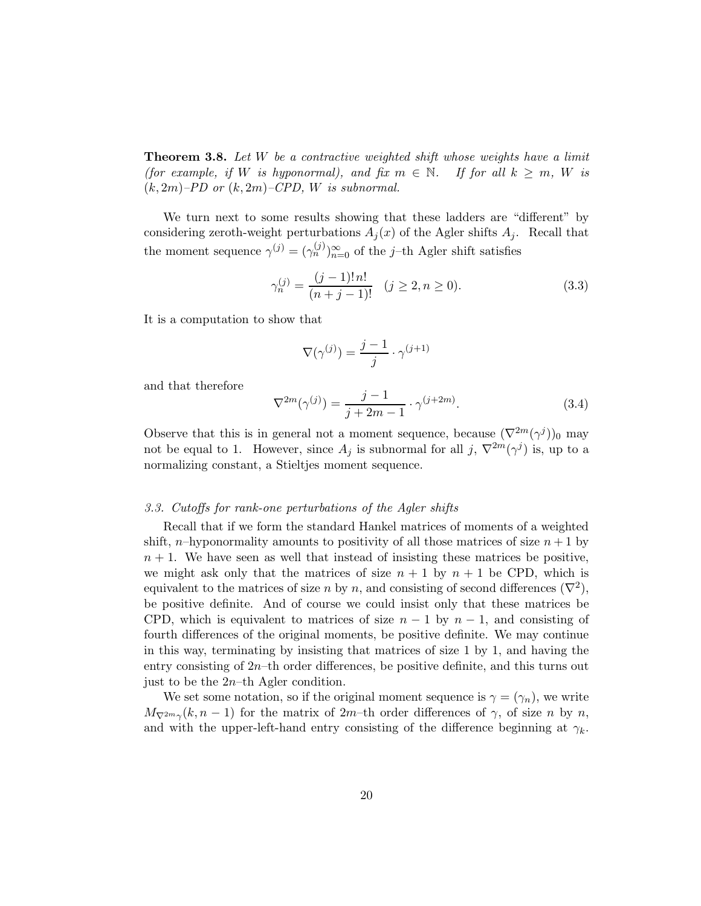**Theorem 3.8.** *Let $W$ be a contractive weighted shift whose weights have a limit (for example, if $W$ is hyponormal), and fix $m \in \mathbb{N}$. If for all $k \geq m$, $W$ is $(k, 2m)$–PD or $(k, 2m)$–CPD, $W$ is subnormal.*

We turn next to some results showing that these ladders are "different" by considering zeroth-weight perturbations $A_j(x)$ of the Agler shifts $A_j$. Recall that the moment sequence $\gamma^{(j)} = (\gamma_n^{(j)})_{n=0}^{\infty}$ of the $j$–th Agler shift satisfies

$$\gamma_n^{(j)} = \frac{(j-1)!n!}{(n+j-1)!} \quad (j \geq 2, n \geq 0). \tag{3.3}$$

It is a computation to show that

$$\nabla(\gamma^{(j)}) = \frac{j-1}{j} \cdot \gamma^{(j+1)}$$

and that therefore

$$\nabla^{2m}(\gamma^{(j)}) = \frac{j-1}{j+2m-1} \cdot \gamma^{(j+2m)}. \tag{3.4}$$

Observe that this is in general not a moment sequence, because $(\nabla^{2m}(\gamma^j))_0$ may not be equal to 1. However, since $A_j$ is subnormal for all $j$, $\nabla^{2m}(\gamma^j)$ is, up to a normalizing constant, a Stieltjes moment sequence.

### *3.3. Cutoffs for rank-one perturbations of the Agler shifts*

Recall that if we form the standard Hankel matrices of moments of a weighted shift, $n$–hyponormality amounts to positivity of all those matrices of size $n+1$ by $n+1$. We have seen as well that instead of insisting these matrices be positive, we might ask only that the matrices of size $n+1$ by $n+1$ be CPD, which is equivalent to the matrices of size $n$ by $n$, and consisting of second differences ($\nabla^2$), be positive definite. And of course we could insist only that these matrices be CPD, which is equivalent to matrices of size $n-1$ by $n-1$, and consisting of fourth differences of the original moments, be positive definite. We may continue in this way, terminating by insisting that matrices of size 1 by 1, and having the entry consisting of $2n$–th order differences, be positive definite, and this turns out just to be the $2n$–th Agler condition.

We set some notation, so if the original moment sequence is $\gamma = (\gamma_n)$, we write $M_{\nabla^{2m}\gamma}(k, n-1)$ for the matrix of $2m$–th order differences of $\gamma$, of size $n$ by $n$, and with the upper-left-hand entry consisting of the difference beginning at $\gamma_k$.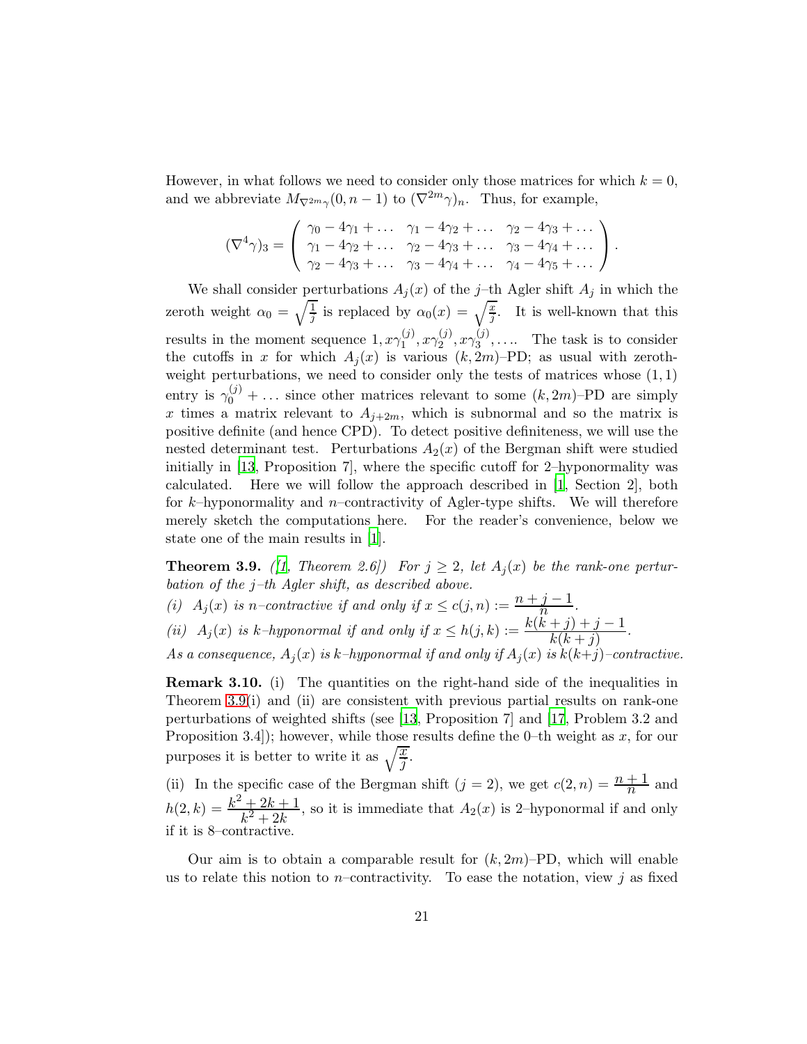However, in what follows we need to consider only those matrices for which $k = 0$, and we abbreviate $M_{\nabla^{2m}\gamma}(0, n-1)$ to $(\nabla^{2m}\gamma)_n$. Thus, for example,

$$(\nabla^4\gamma)_3 = \begin{pmatrix} \gamma_0 - 4\gamma_1 + \dots & \gamma_1 - 4\gamma_2 + \dots & \gamma_2 - 4\gamma_3 + \dots \\ \gamma_1 - 4\gamma_2 + \dots & \gamma_2 - 4\gamma_3 + \dots & \gamma_3 - 4\gamma_4 + \dots \\ \gamma_2 - 4\gamma_3 + \dots & \gamma_3 - 4\gamma_4 + \dots & \gamma_4 - 4\gamma_5 + \dots \end{pmatrix}.$$

We shall consider perturbations $A_j(x)$ of the $j$–th Agler shift $A_j$ in which the zeroth weight $\alpha_0 = \sqrt{\frac{1}{j}}$ is replaced by $\alpha_0(x) = \sqrt{\frac{x}{j}}$. It is well-known that this results in the moment sequence $1, x\gamma_1^{(j)}, x\gamma_2^{(j)}, x\gamma_3^{(j)}, \dots$. The task is to consider the cutoffs in $x$ for which $A_j(x)$ is various $(k, 2m)$–PD; as usual with zeroth-weight perturbations, we need to consider only the tests of matrices whose $(1, 1)$ entry is $\gamma_0^{(j)} + \dots$ since other matrices relevant to some $(k, 2m)$–PD are simply $x$ times a matrix relevant to $A_{j+2m}$, which is subnormal and so the matrix is positive definite (and hence CPD). To detect positive definiteness, we will use the nested determinant test. Perturbations $A_2(x)$ of the Bergman shift were studied initially in [13, Proposition 7], where the specific cutoff for 2–hyponormality was calculated. Here we will follow the approach described in [1, Section 2], both for $k$–hyponormality and $n$–contractivity of Agler-type shifts. We will therefore merely sketch the computations here. For the reader's convenience, below we state one of the main results in [1].

**Theorem 3.9.** *([1, Theorem 2.6]) For $j \geq 2$, let $A_j(x)$ be the rank-one perturbation of the $j$–th Agler shift, as described above.*

*(i) $A_j(x)$ is $n$–contractive if and only if $x \leq c(j, n) := \dfrac{n + j - 1}{n}$.*

*(ii) $A_j(x)$ is $k$–hyponormal if and only if $x \leq h(j, k) := \dfrac{k(k + j) + j - 1}{k(k + j)}$.*

*As a consequence, $A_j(x)$ is $k$–hyponormal if and only if $A_j(x)$ is $k(k+j)$–contractive.*

**Remark 3.10.** (i) The quantities on the right-hand side of the inequalities in Theorem 3.9(i) and (ii) are consistent with previous partial results on rank-one perturbations of weighted shifts (see [13, Proposition 7] and [17, Problem 3.2 and Proposition 3.4]); however, while those results define the 0–th weight as $x$, for our purposes it is better to write it as $\sqrt{\frac{x}{j}}$.

(ii) In the specific case of the Bergman shift ($j = 2$), we get $c(2, n) = \dfrac{n + 1}{n}$ and $h(2, k) = \dfrac{k^2 + 2k + 1}{k^2 + 2k}$, so it is immediate that $A_2(x)$ is 2–hyponormal if and only if it is 8–contractive.

Our aim is to obtain a comparable result for $(k, 2m)$–PD, which will enable us to relate this notion to $n$–contractivity. To ease the notation, view $j$ as fixed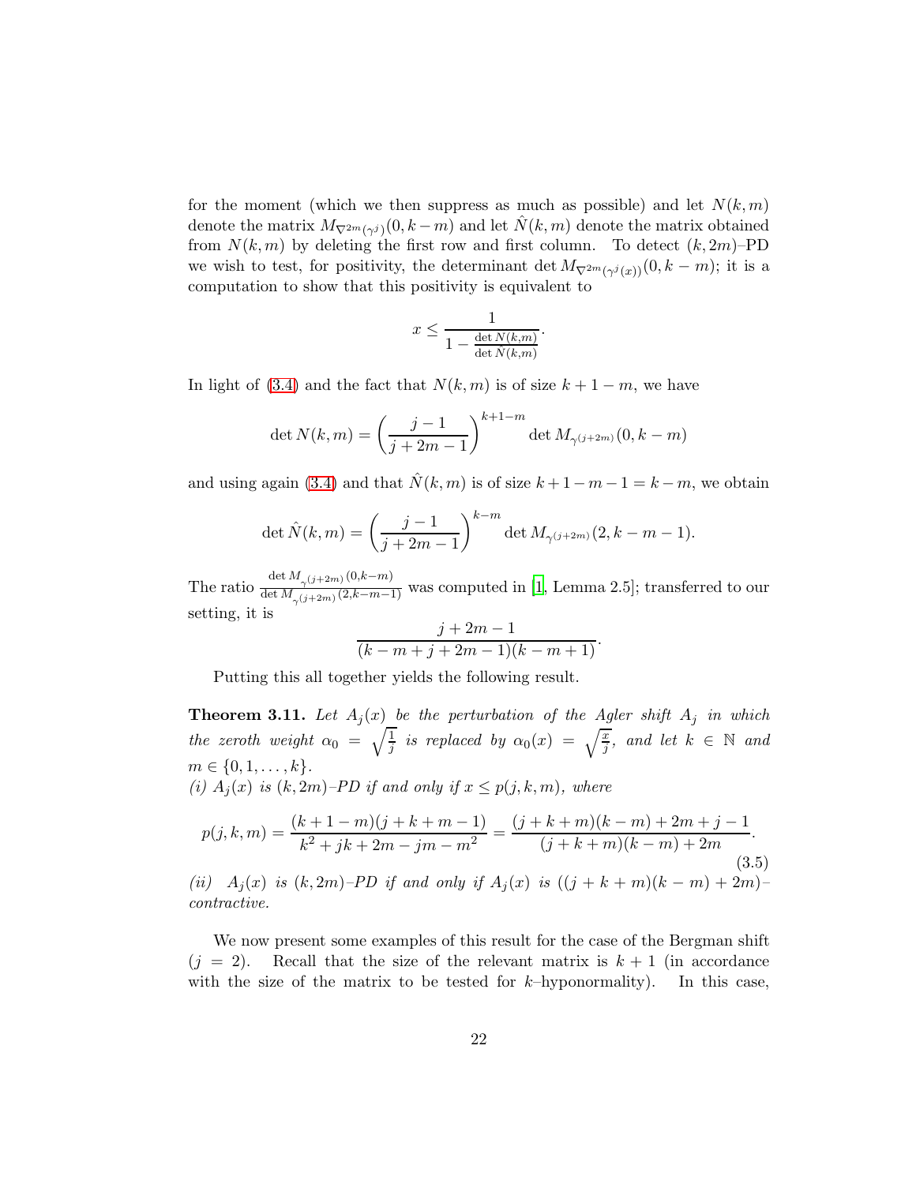for the moment (which we then suppress as much as possible) and let $N(k,m)$ denote the matrix $M_{\nabla^{2m}(\gamma^j)}(0, k-m)$ and let $\hat{N}(k,m)$ denote the matrix obtained from $N(k,m)$ by deleting the first row and first column. To detect $(k, 2m)$–PD we wish to test, for positivity, the determinant $\det M_{\nabla^{2m}(\gamma^j(x))}(0, k-m)$; it is a computation to show that this positivity is equivalent to

$$x \le \frac{1}{1 - \frac{\det N(k,m)}{\det \hat{N}(k,m)}}.$$

In light of (3.4) and the fact that $N(k,m)$ is of size $k+1-m$, we have

$$\det N(k,m) = \left(\frac{j-1}{j+2m-1}\right)^{k+1-m} \det M_{\gamma^{(j+2m)}}(0, k-m)$$

and using again (3.4) and that $\hat{N}(k,m)$ is of size $k+1-m-1 = k-m$, we obtain

$$\det \hat{N}(k,m) = \left(\frac{j-1}{j+2m-1}\right)^{k-m} \det M_{\gamma^{(j+2m)}}(2, k-m-1).$$

The ratio $\frac{\det M_{\gamma^{(j+2m)}}(0,k-m)}{\det M_{\gamma^{(j+2m)}}(2,k-m-1)}$ was computed in [1, Lemma 2.5]; transferred to our setting, it is

$$\frac{j+2m-1}{(k-m+j+2m-1)(k-m+1)}.$$

Putting this all together yields the following result.

**Theorem 3.11.** *Let $A_j(x)$ be the perturbation of the Agler shift $A_j$ in which the zeroth weight $\alpha_0 = \sqrt{\frac{1}{j}}$ is replaced by $\alpha_0(x) = \sqrt{\frac{x}{j}}$, and let $k \in \mathbb{N}$ and $m \in \{0, 1, \ldots, k\}$.*
*(i) $A_j(x)$ is $(k, 2m)$–PD if and only if $x \le p(j,k,m)$, where*

$$p(j,k,m) = \frac{(k+1-m)(j+k+m-1)}{k^2 + jk + 2m - jm - m^2} = \frac{(j+k+m)(k-m) + 2m + j - 1}{(j+k+m)(k-m) + 2m}. \tag{3.5}$$

*(ii) $A_j(x)$ is $(k, 2m)$–PD if and only if $A_j(x)$ is $((j+k+m)(k-m)+2m)$–contractive.*

We now present some examples of this result for the case of the Bergman shift ($j = 2$). Recall that the size of the relevant matrix is $k+1$ (in accordance with the size of the matrix to be tested for $k$–hyponormality). In this case,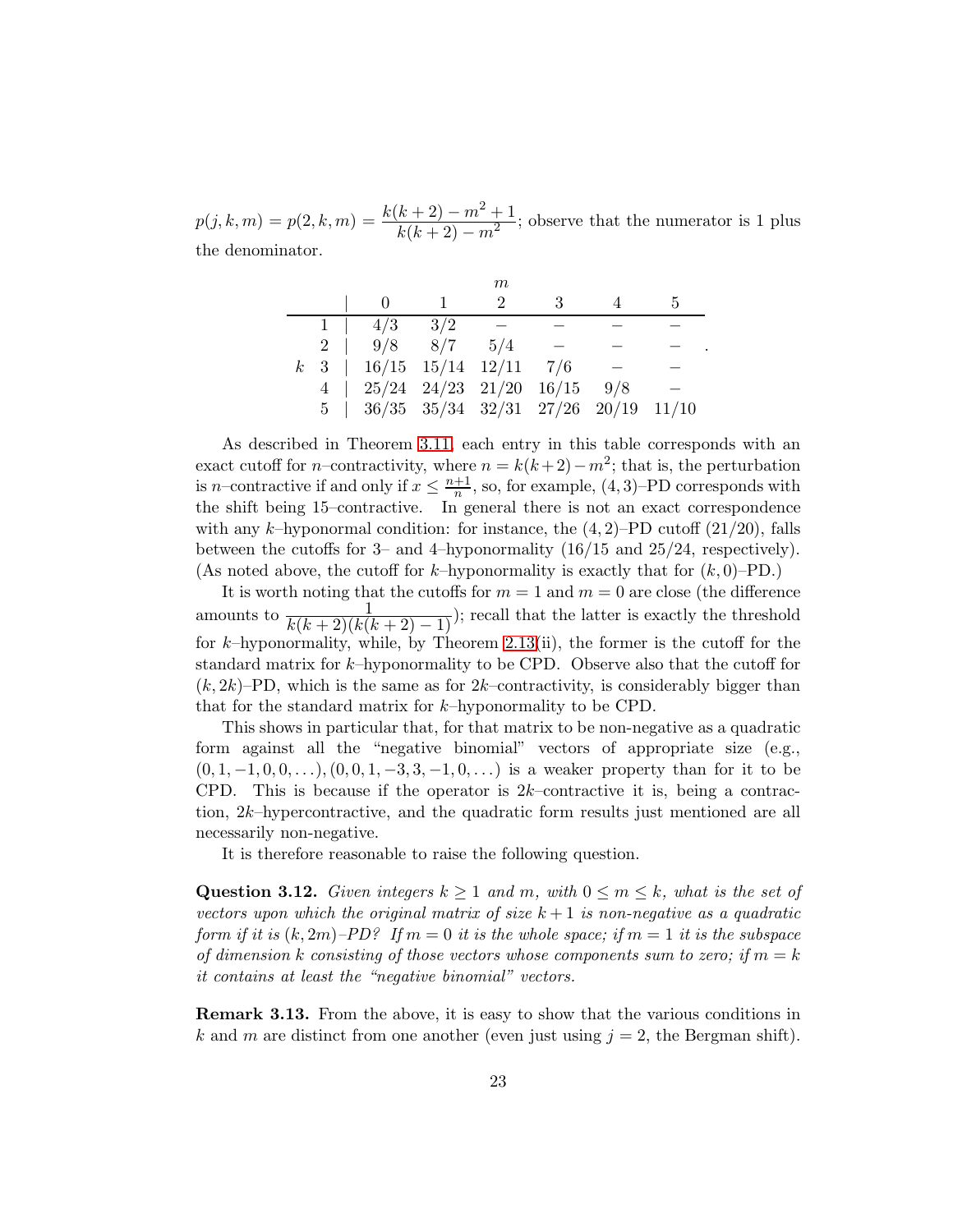$p(j,k,m) = p(2,k,m) = \dfrac{k(k+2) - m^2 + 1}{k(k+2) - m^2}$; observe that the numerator is 1 plus the denominator.

| | $m$: 0 | 1 | 2 | 3 | 4 | 5 |
|---|---|---|---|---|---|---|
| $k$: 1 | 4/3 | 3/2 | – | – | – | – |
| 2 | 9/8 | 8/7 | 5/4 | – | – | – |
| 3 | 16/15 | 15/14 | 12/11 | 7/6 | – | – |
| 4 | 25/24 | 24/23 | 21/20 | 16/15 | 9/8 | – |
| 5 | 36/35 | 35/34 | 32/31 | 27/26 | 20/19 | 11/10 |

As described in Theorem 3.11, each entry in this table corresponds with an exact cutoff for $n$–contractivity, where $n = k(k+2) - m^2$; that is, the perturbation is $n$–contractive if and only if $x \leq \frac{n+1}{n}$, so, for example, $(4,3)$–PD corresponds with the shift being 15–contractive. In general there is not an exact correspondence with any $k$–hyponormal condition: for instance, the $(4,2)$–PD cutoff (21/20), falls between the cutoffs for 3– and 4–hyponormality (16/15 and 25/24, respectively). (As noted above, the cutoff for $k$–hyponormality is exactly that for $(k,0)$–PD.)

It is worth noting that the cutoffs for $m = 1$ and $m = 0$ are close (the difference amounts to $\dfrac{1}{k(k+2)(k(k+2)-1)}$); recall that the latter is exactly the threshold for $k$–hyponormality, while, by Theorem 2.13(ii), the former is the cutoff for the standard matrix for $k$–hyponormality to be CPD. Observe also that the cutoff for $(k, 2k)$–PD, which is the same as for $2k$–contractivity, is considerably bigger than that for the standard matrix for $k$–hyponormality to be CPD.

This shows in particular that, for that matrix to be non-negative as a quadratic form against all the "negative binomial" vectors of appropriate size (e.g., $(0,1,-1,0,0,\ldots)$, $(0,0,1,-3,3,-1,0,\ldots)$ is a weaker property than for it to be CPD. This is because if the operator is $2k$–contractive it is, being a contraction, $2k$–hypercontractive, and the quadratic form results just mentioned are all necessarily non-negative.

It is therefore reasonable to raise the following question.

**Question 3.12.** *Given integers $k \geq 1$ and $m$, with $0 \leq m \leq k$, what is the set of vectors upon which the original matrix of size $k+1$ is non-negative as a quadratic form if it is $(k, 2m)$–PD? If $m = 0$ it is the whole space; if $m = 1$ it is the subspace of dimension $k$ consisting of those vectors whose components sum to zero; if $m = k$ it contains at least the "negative binomial" vectors.*

**Remark 3.13.** From the above, it is easy to show that the various conditions in $k$ and $m$ are distinct from one another (even just using $j = 2$, the Bergman shift).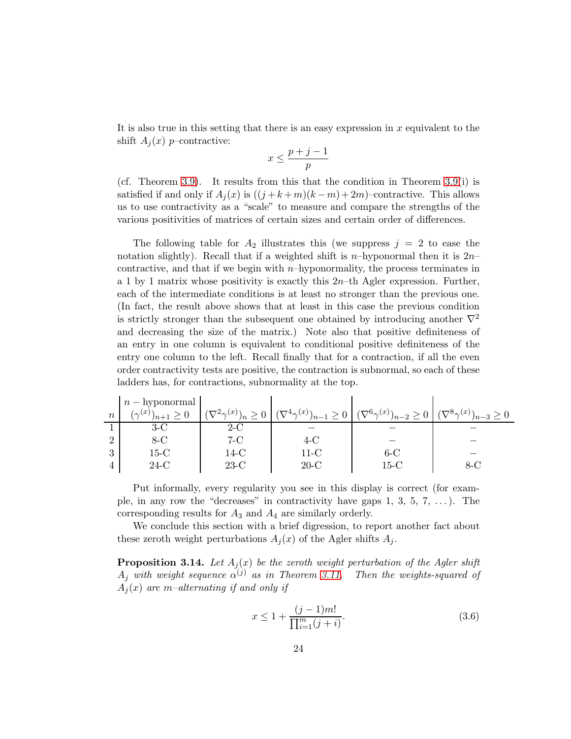It is also true in this setting that there is an easy expression in $x$ equivalent to the shift $A_j(x)$ $p$–contractive:

$$x \leq \frac{p+j-1}{p}$$

(cf. Theorem 3.9). It results from this that the condition in Theorem 3.9(i) is satisfied if and only if $A_j(x)$ is $((j+k+m)(k-m)+2m)$–contractive. This allows us to use contractivity as a "scale" to measure and compare the strengths of the various positivities of matrices of certain sizes and certain order of differences.

The following table for $A_2$ illustrates this (we suppress $j = 2$ to ease the notation slightly). Recall that if a weighted shift is $n$–hyponormal then it is $2n$–contractive, and that if we begin with $n$–hyponormality, the process terminates in a 1 by 1 matrix whose positivity is exactly this $2n$–th Agler expression. Further, each of the intermediate conditions is at least no stronger than the previous one. (In fact, the result above shows that at least in this case the previous condition is strictly stronger than the subsequent one obtained by introducing another $\nabla^2$ and decreasing the size of the matrix.) Note also that positive definiteness of an entry in one column is equivalent to conditional positive definiteness of the entry one column to the left. Recall finally that for a contraction, if all the even order contractivity tests are positive, the contraction is subnormal, so each of these ladders has, for contractions, subnormality at the top.

| $n$ | $n-$hyponormal $(\gamma^{(x)})_{n+1} \geq 0$ | $(\nabla^2\gamma^{(x)})_n \geq 0$ | $(\nabla^4\gamma^{(x)})_{n-1} \geq 0$ | $(\nabla^6\gamma^{(x)})_{n-2} \geq 0$ | $(\nabla^8\gamma^{(x)})_{n-3} \geq 0$ |
|---|---|---|---|---|---|
| 1 | 3-C | 2-C | – | – | – |
| 2 | 8-C | 7-C | 4-C | – | – |
| 3 | 15-C | 14-C | 11-C | 6-C | – |
| 4 | 24-C | 23-C | 20-C | 15-C | 8-C |

Put informally, every regularity you see in this display is correct (for example, in any row the "decreases" in contractivity have gaps 1, 3, 5, 7, ...). The corresponding results for $A_3$ and $A_4$ are similarly orderly.

We conclude this section with a brief digression, to report another fact about these zeroth weight perturbations $A_j(x)$ of the Agler shifts $A_j$.

**Proposition 3.14.** *Let $A_j(x)$ be the zeroth weight perturbation of the Agler shift $A_j$ with weight sequence $\alpha^{(j)}$ as in Theorem 3.11. Then the weights-squared of $A_j(x)$ are $m$–alternating if and only if*

$$x \leq 1 + \frac{(j-1)m!}{\prod_{i=1}^{m}(j+i)}. \tag{3.6}$$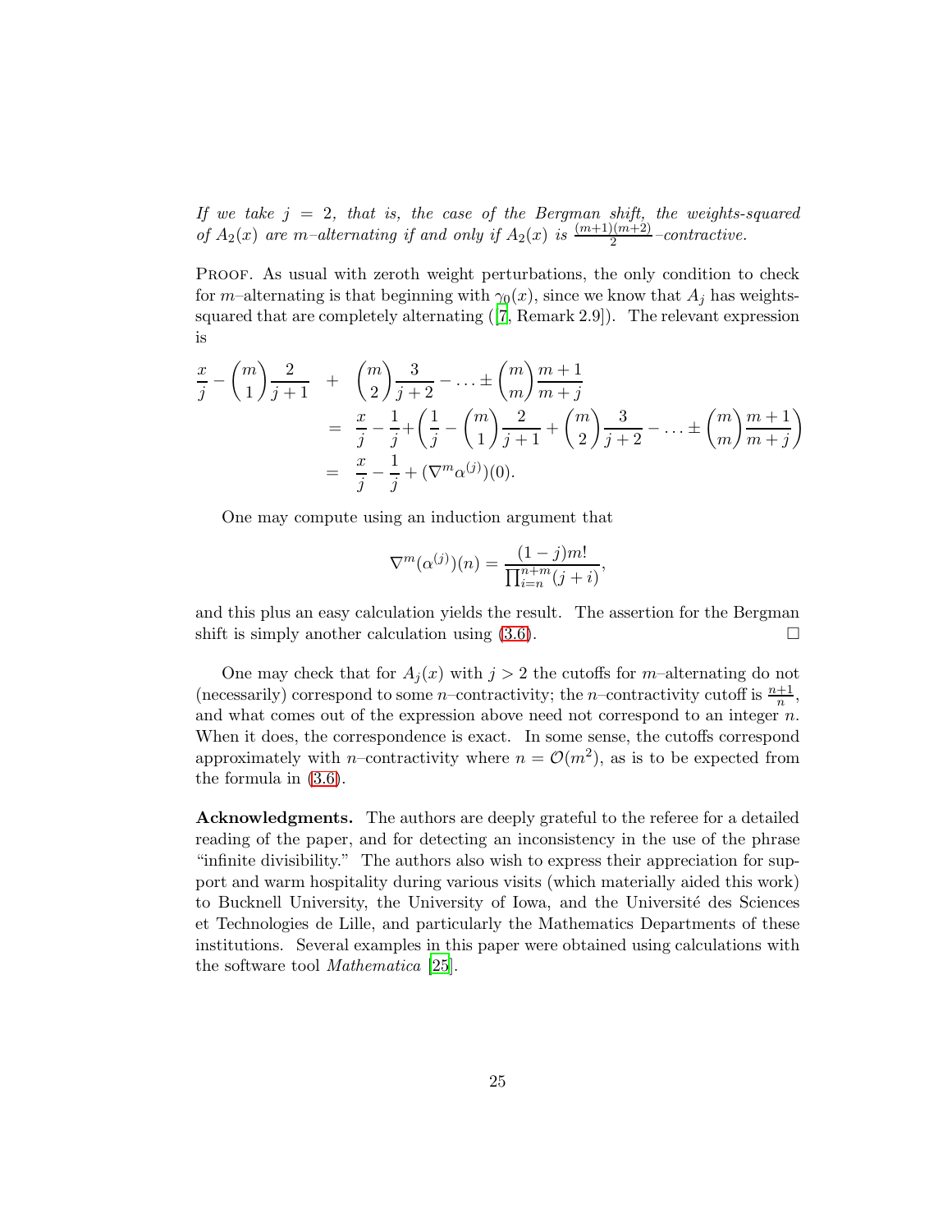*If we take $j = 2$, that is, the case of the Bergman shift, the weights-squared of $A_2(x)$ are $m$–alternating if and only if $A_2(x)$ is $\frac{(m+1)(m+2)}{2}$–contractive.*

PROOF. As usual with zeroth weight perturbations, the only condition to check for $m$–alternating is that beginning with $\gamma_0(x)$, since we know that $A_j$ has weights-squared that are completely alternating ([7, Remark 2.9]). The relevant expression is

$$
\begin{aligned}
\frac{x}{j} - \binom{m}{1}\frac{2}{j+1} \quad &+ \quad \binom{m}{2}\frac{3}{j+2} - \ldots \pm \binom{m}{m}\frac{m+1}{m+j} \\
&= \quad \frac{x}{j} - \frac{1}{j} + \left(\frac{1}{j} - \binom{m}{1}\frac{2}{j+1} + \binom{m}{2}\frac{3}{j+2} - \ldots \pm \binom{m}{m}\frac{m+1}{m+j}\right) \\
&= \quad \frac{x}{j} - \frac{1}{j} + (\nabla^m \alpha^{(j)})(0).
\end{aligned}
$$

One may compute using an induction argument that

$$
\nabla^m(\alpha^{(j)})(n) = \frac{(1-j)m!}{\prod_{i=n}^{n+m}(j+i)},
$$

and this plus an easy calculation yields the result. The assertion for the Bergman shift is simply another calculation using (3.6). $\square$

One may check that for $A_j(x)$ with $j > 2$ the cutoffs for $m$–alternating do not (necessarily) correspond to some $n$–contractivity; the $n$–contractivity cutoff is $\frac{n+1}{n}$, and what comes out of the expression above need not correspond to an integer $n$. When it does, the correspondence is exact. In some sense, the cutoffs correspond approximately with $n$–contractivity where $n = \mathcal{O}(m^2)$, as is to be expected from the formula in (3.6).

**Acknowledgments.** The authors are deeply grateful to the referee for a detailed reading of the paper, and for detecting an inconsistency in the use of the phrase "infinite divisibility." The authors also wish to express their appreciation for support and warm hospitality during various visits (which materially aided this work) to Bucknell University, the University of Iowa, and the Université des Sciences et Technologies de Lille, and particularly the Mathematics Departments of these institutions. Several examples in this paper were obtained using calculations with the software tool *Mathematica* [25].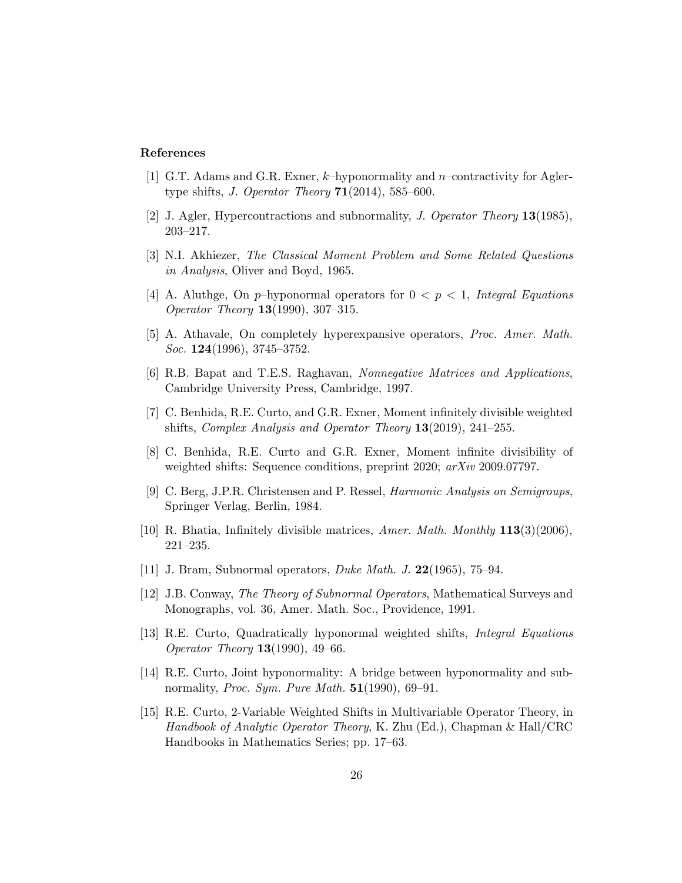### References

[1] G.T. Adams and G.R. Exner, $k$–hyponormality and $n$–contractivity for Agler-type shifts, *J. Operator Theory* **71**(2014), 585–600.

[2] J. Agler, Hypercontractions and subnormality, *J. Operator Theory* **13**(1985), 203–217.

[3] N.I. Akhiezer, *The Classical Moment Problem and Some Related Questions in Analysis*, Oliver and Boyd, 1965.

[4] A. Aluthge, On $p$–hyponormal operators for $0 < p < 1$, *Integral Equations Operator Theory* **13**(1990), 307–315.

[5] A. Athavale, On completely hyperexpansive operators, *Proc. Amer. Math. Soc.* **124**(1996), 3745–3752.

[6] R.B. Bapat and T.E.S. Raghavan, *Nonnegative Matrices and Applications*, Cambridge University Press, Cambridge, 1997.

[7] C. Benhida, R.E. Curto, and G.R. Exner, Moment infinitely divisible weighted shifts, *Complex Analysis and Operator Theory* **13**(2019), 241–255.

[8] C. Benhida, R.E. Curto and G.R. Exner, Moment infinite divisibility of weighted shifts: Sequence conditions, preprint 2020; *arXiv* 2009.07797.

[9] C. Berg, J.P.R. Christensen and P. Ressel, *Harmonic Analysis on Semigroups*, Springer Verlag, Berlin, 1984.

[10] R. Bhatia, Infinitely divisible matrices, *Amer. Math. Monthly* **113**(3)(2006), 221–235.

[11] J. Bram, Subnormal operators, *Duke Math. J.* **22**(1965), 75–94.

[12] J.B. Conway, *The Theory of Subnormal Operators*, Mathematical Surveys and Monographs, vol. 36, Amer. Math. Soc., Providence, 1991.

[13] R.E. Curto, Quadratically hyponormal weighted shifts, *Integral Equations Operator Theory* **13**(1990), 49–66.

[14] R.E. Curto, Joint hyponormality: A bridge between hyponormality and subnormality, *Proc. Sym. Pure Math.* **51**(1990), 69–91.

[15] R.E. Curto, 2-Variable Weighted Shifts in Multivariable Operator Theory, in *Handbook of Analytic Operator Theory*, K. Zhu (Ed.), Chapman & Hall/CRC Handbooks in Mathematics Series; pp. 17–63.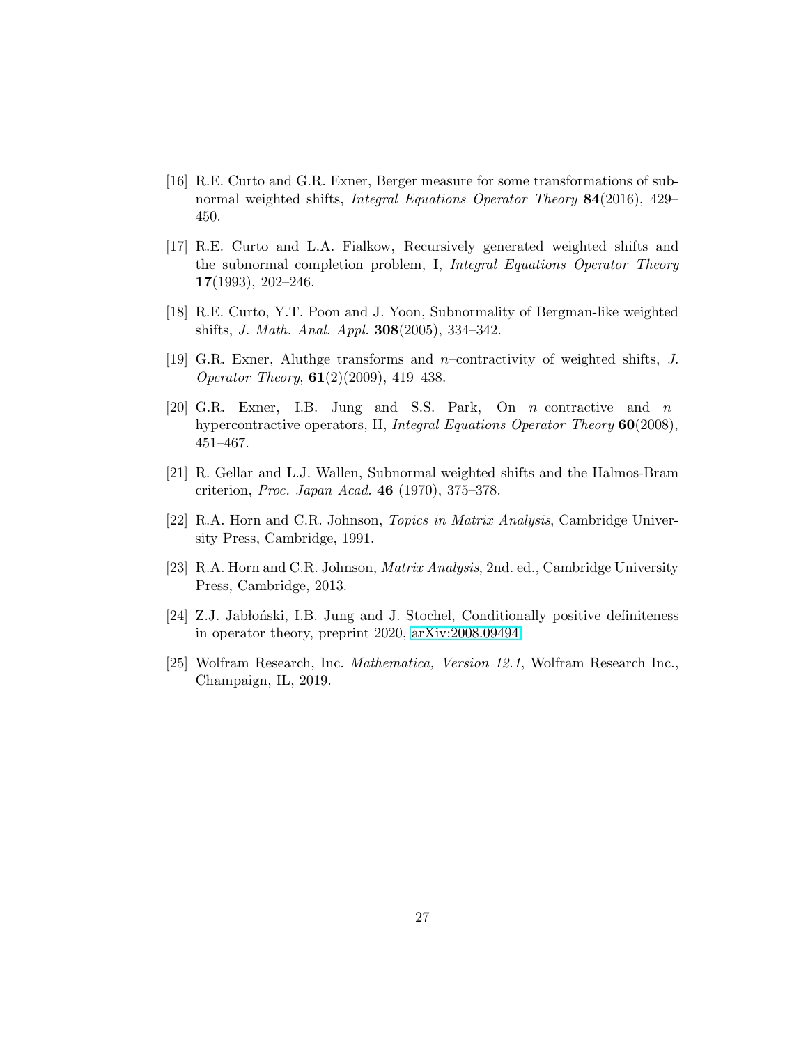[16] R.E. Curto and G.R. Exner, Berger measure for some transformations of subnormal weighted shifts, *Integral Equations Operator Theory* **84**(2016), 429–450.

[17] R.E. Curto and L.A. Fialkow, Recursively generated weighted shifts and the subnormal completion problem, I, *Integral Equations Operator Theory* **17**(1993), 202–246.

[18] R.E. Curto, Y.T. Poon and J. Yoon, Subnormality of Bergman-like weighted shifts, *J. Math. Anal. Appl.* **308**(2005), 334–342.

[19] G.R. Exner, Aluthge transforms and $n$–contractivity of weighted shifts, *J. Operator Theory*, **61**(2)(2009), 419–438.

[20] G.R. Exner, I.B. Jung and S.S. Park, On $n$–contractive and $n$–hypercontractive operators, II, *Integral Equations Operator Theory* **60**(2008), 451–467.

[21] R. Gellar and L.J. Wallen, Subnormal weighted shifts and the Halmos-Bram criterion, *Proc. Japan Acad.* **46** (1970), 375–378.

[22] R.A. Horn and C.R. Johnson, *Topics in Matrix Analysis*, Cambridge University Press, Cambridge, 1991.

[23] R.A. Horn and C.R. Johnson, *Matrix Analysis*, 2nd. ed., Cambridge University Press, Cambridge, 2013.

[24] Z.J. Jabłoński, I.B. Jung and J. Stochel, Conditionally positive definiteness in operator theory, preprint 2020, arXiv:2008.09494.

[25] Wolfram Research, Inc. *Mathematica, Version 12.1*, Wolfram Research Inc., Champaign, IL, 2019.